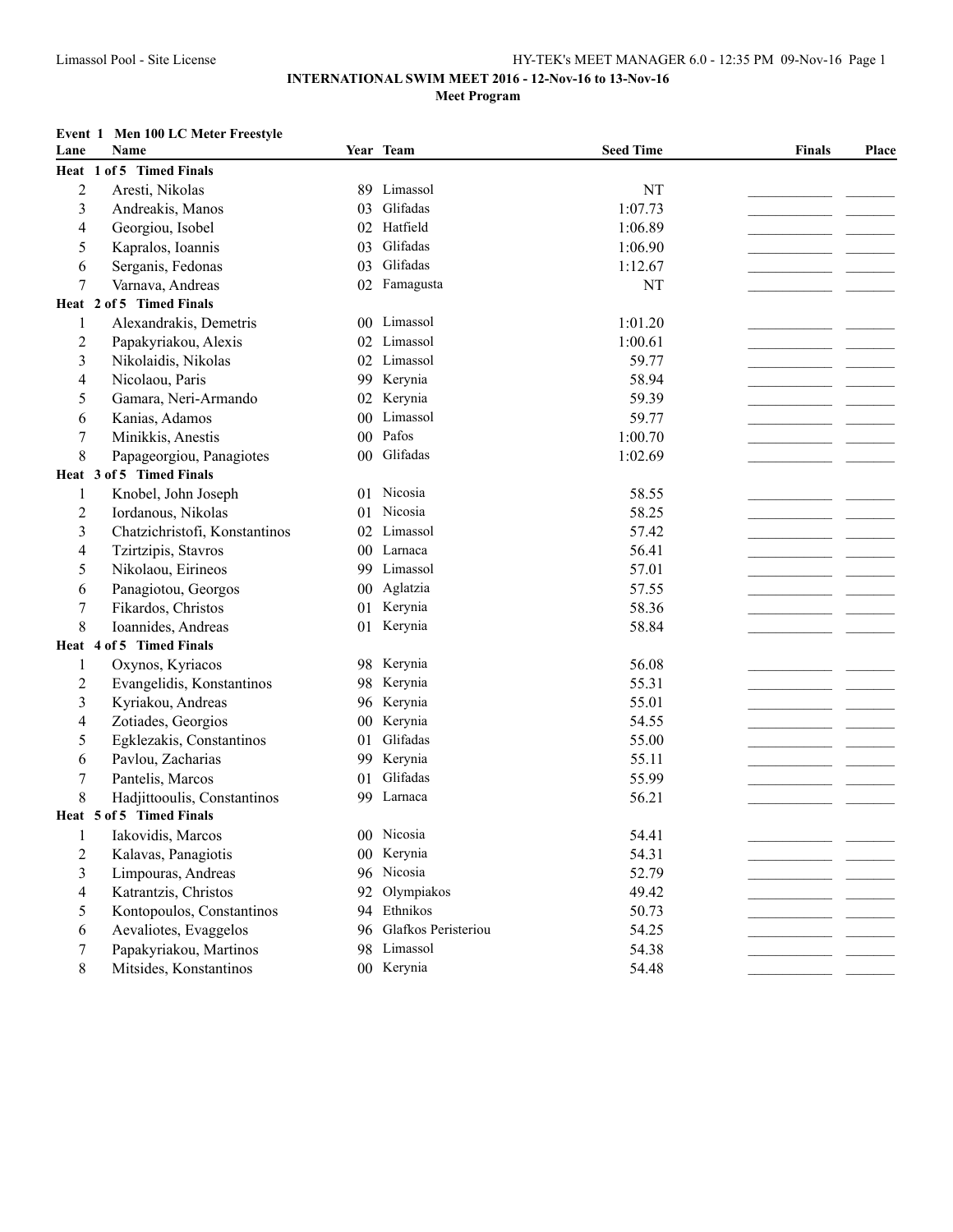**INTERNATIONAL SWIM MEET 2016 - 12-Nov-16 to 13-Nov-16**

**Meet Program**

**Event 1 Men 100 LC Meter Freestyle**

| Lane | Name | Year | Team | Seed Time | Finals | Place |
|---|---|---|---|---|---|---|
| **Heat 1 of 5 Timed Finals** | | | | | | |
| 2 | Aresti, Nikolas | 89 | Limassol | NT | ___ | ___ |
| 3 | Andreakis, Manos | 03 | Glifadas | 1:07.73 | ___ | ___ |
| 4 | Georgiou, Isobel | 02 | Hatfield | 1:06.89 | ___ | ___ |
| 5 | Kapralos, Ioannis | 03 | Glifadas | 1:06.90 | ___ | ___ |
| 6 | Serganis, Fedonas | 03 | Glifadas | 1:12.67 | ___ | ___ |
| 7 | Varnava, Andreas | 02 | Famagusta | NT | ___ | ___ |
| **Heat 2 of 5 Timed Finals** | | | | | | |
| 1 | Alexandrakis, Demetris | 00 | Limassol | 1:01.20 | ___ | ___ |
| 2 | Papakyriakou, Alexis | 02 | Limassol | 1:00.61 | ___ | ___ |
| 3 | Nikolaidis, Nikolas | 02 | Limassol | 59.77 | ___ | ___ |
| 4 | Nicolaou, Paris | 99 | Kerynia | 58.94 | ___ | ___ |
| 5 | Gamara, Neri-Armando | 02 | Kerynia | 59.39 | ___ | ___ |
| 6 | Kanias, Adamos | 00 | Limassol | 59.77 | ___ | ___ |
| 7 | Minikkis, Anestis | 00 | Pafos | 1:00.70 | ___ | ___ |
| 8 | Papageorgiou, Panagiotes | 00 | Glifadas | 1:02.69 | ___ | ___ |
| **Heat 3 of 5 Timed Finals** | | | | | | |
| 1 | Knobel, John Joseph | 01 | Nicosia | 58.55 | ___ | ___ |
| 2 | Iordanous, Nikolas | 01 | Nicosia | 58.25 | ___ | ___ |
| 3 | Chatzichristofi, Konstantinos | 02 | Limassol | 57.42 | ___ | ___ |
| 4 | Tzirtzipis, Stavros | 00 | Larnaca | 56.41 | ___ | ___ |
| 5 | Nikolaou, Eirineos | 99 | Limassol | 57.01 | ___ | ___ |
| 6 | Panagiotou, Georgos | 00 | Aglatzia | 57.55 | ___ | ___ |
| 7 | Fikardos, Christos | 01 | Kerynia | 58.36 | ___ | ___ |
| 8 | Ioannides, Andreas | 01 | Kerynia | 58.84 | ___ | ___ |
| **Heat 4 of 5 Timed Finals** | | | | | | |
| 1 | Oxynos, Kyriacos | 98 | Kerynia | 56.08 | ___ | ___ |
| 2 | Evangelidis, Konstantinos | 98 | Kerynia | 55.31 | ___ | ___ |
| 3 | Kyriakou, Andreas | 96 | Kerynia | 55.01 | ___ | ___ |
| 4 | Zotiades, Georgios | 00 | Kerynia | 54.55 | ___ | ___ |
| 5 | Egklezakis, Constantinos | 01 | Glifadas | 55.00 | ___ | ___ |
| 6 | Pavlou, Zacharias | 99 | Kerynia | 55.11 | ___ | ___ |
| 7 | Pantelis, Marcos | 01 | Glifadas | 55.99 | ___ | ___ |
| 8 | Hadjittooulis, Constantinos | 99 | Larnaca | 56.21 | ___ | ___ |
| **Heat 5 of 5 Timed Finals** | | | | | | |
| 1 | Iakovidis, Marcos | 00 | Nicosia | 54.41 | ___ | ___ |
| 2 | Kalavas, Panagiotis | 00 | Kerynia | 54.31 | ___ | ___ |
| 3 | Limpouras, Andreas | 96 | Nicosia | 52.79 | ___ | ___ |
| 4 | Katrantzis, Christos | 92 | Olympiakos | 49.42 | ___ | ___ |
| 5 | Kontopoulos, Constantinos | 94 | Ethnikos | 50.73 | ___ | ___ |
| 6 | Aevaliotes, Evaggelos | 96 | Glafkos Peristeriou | 54.25 | ___ | ___ |
| 7 | Papakyriakou, Martinos | 98 | Limassol | 54.38 | ___ | ___ |
| 8 | Mitsides, Konstantinos | 00 | Kerynia | 54.48 | ___ | ___ |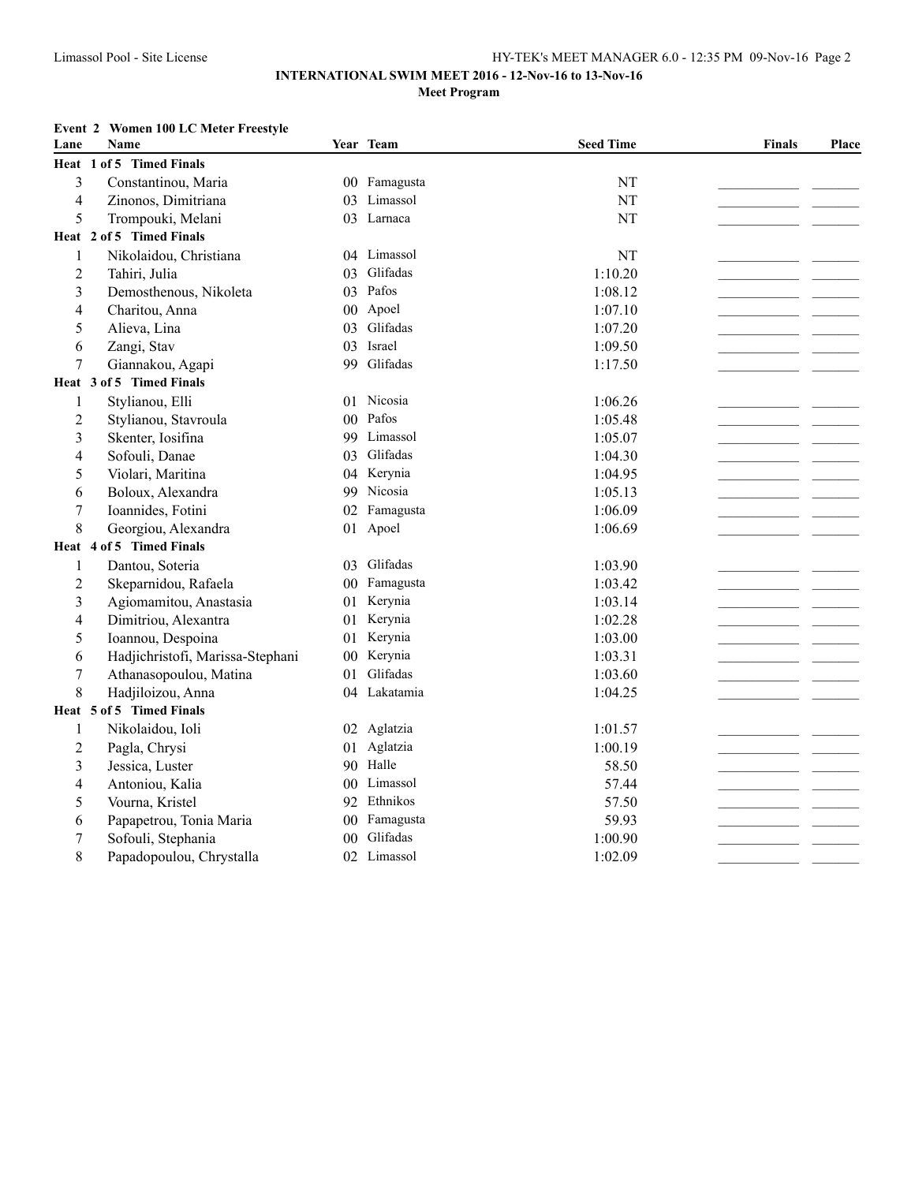**INTERNATIONAL SWIM MEET 2016 - 12-Nov-16 to 13-Nov-16**

**Meet Program**

**Event 2 Women 100 LC Meter Freestyle**

| Lane | Name | Year | Team | Seed Time | Finals | Place |
|---|---|---|---|---|---|---|
| **Heat 1 of 5 Timed Finals** | | | | | | |
| 3 | Constantinou, Maria | 00 | Famagusta | NT | ___________ | _______ |
| 4 | Zinonos, Dimitriana | 03 | Limassol | NT | ___________ | _______ |
| 5 | Trompouki, Melani | 03 | Larnaca | NT | ___________ | _______ |
| **Heat 2 of 5 Timed Finals** | | | | | | |
| 1 | Nikolaidou, Christiana | 04 | Limassol | NT | ___________ | _______ |
| 2 | Tahiri, Julia | 03 | Glifadas | 1:10.20 | ___________ | _______ |
| 3 | Demosthenous, Nikoleta | 03 | Pafos | 1:08.12 | ___________ | _______ |
| 4 | Charitou, Anna | 00 | Apoel | 1:07.10 | ___________ | _______ |
| 5 | Alieva, Lina | 03 | Glifadas | 1:07.20 | ___________ | _______ |
| 6 | Zangi, Stav | 03 | Israel | 1:09.50 | ___________ | _______ |
| 7 | Giannakou, Agapi | 99 | Glifadas | 1:17.50 | ___________ | _______ |
| **Heat 3 of 5 Timed Finals** | | | | | | |
| 1 | Stylianou, Elli | 01 | Nicosia | 1:06.26 | ___________ | _______ |
| 2 | Stylianou, Stavroula | 00 | Pafos | 1:05.48 | ___________ | _______ |
| 3 | Skenter, Iosifina | 99 | Limassol | 1:05.07 | ___________ | _______ |
| 4 | Sofouli, Danae | 03 | Glifadas | 1:04.30 | ___________ | _______ |
| 5 | Violari, Maritina | 04 | Kerynia | 1:04.95 | ___________ | _______ |
| 6 | Boloux, Alexandra | 99 | Nicosia | 1:05.13 | ___________ | _______ |
| 7 | Ioannides, Fotini | 02 | Famagusta | 1:06.09 | ___________ | _______ |
| 8 | Georgiou, Alexandra | 01 | Apoel | 1:06.69 | ___________ | _______ |
| **Heat 4 of 5 Timed Finals** | | | | | | |
| 1 | Dantou, Soteria | 03 | Glifadas | 1:03.90 | ___________ | _______ |
| 2 | Skeparnidou, Rafaela | 00 | Famagusta | 1:03.42 | ___________ | _______ |
| 3 | Agiomamitou, Anastasia | 01 | Kerynia | 1:03.14 | ___________ | _______ |
| 4 | Dimitriou, Alexantra | 01 | Kerynia | 1:02.28 | ___________ | _______ |
| 5 | Ioannou, Despoina | 01 | Kerynia | 1:03.00 | ___________ | _______ |
| 6 | Hadjichristofi, Marissa-Stephani | 00 | Kerynia | 1:03.31 | ___________ | _______ |
| 7 | Athanasopoulou, Matina | 01 | Glifadas | 1:03.60 | ___________ | _______ |
| 8 | Hadjiloizou, Anna | 04 | Lakatamia | 1:04.25 | ___________ | _______ |
| **Heat 5 of 5 Timed Finals** | | | | | | |
| 1 | Nikolaidou, Ioli | 02 | Aglatzia | 1:01.57 | ___________ | _______ |
| 2 | Pagla, Chrysi | 01 | Aglatzia | 1:00.19 | ___________ | _______ |
| 3 | Jessica, Luster | 90 | Halle | 58.50 | ___________ | _______ |
| 4 | Antoniou, Kalia | 00 | Limassol | 57.44 | ___________ | _______ |
| 5 | Vourna, Kristel | 92 | Ethnikos | 57.50 | ___________ | _______ |
| 6 | Papapetrou, Tonia Maria | 00 | Famagusta | 59.93 | ___________ | _______ |
| 7 | Sofouli, Stephania | 00 | Glifadas | 1:00.90 | ___________ | _______ |
| 8 | Papadopoulou, Chrystalla | 02 | Limassol | 1:02.09 | ___________ | _______ |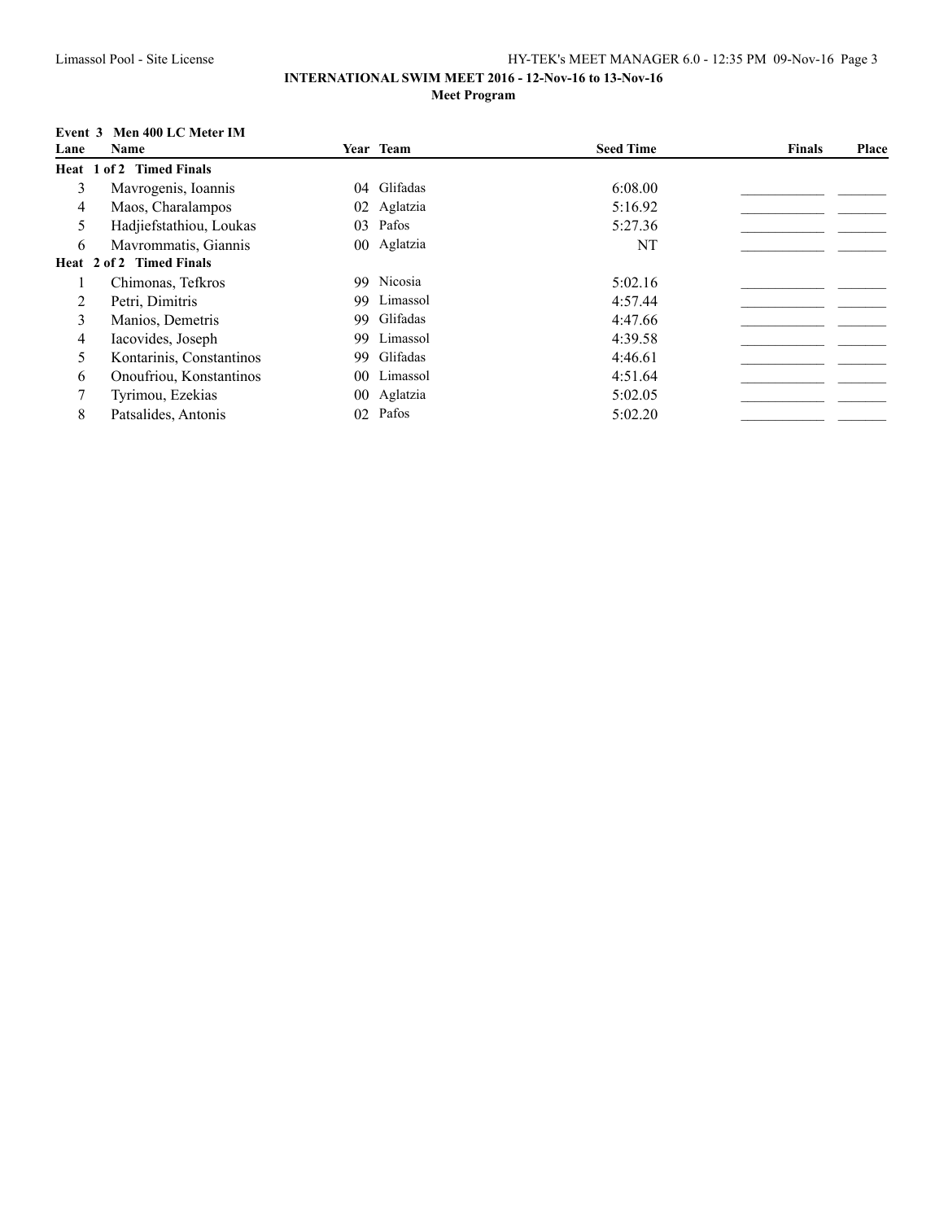**INTERNATIONAL SWIM MEET 2016 - 12-Nov-16 to 13-Nov-16**

**Meet Program**

**Event 3 Men 400 LC Meter IM**

| Lane | Name | Year | Team | Seed Time | Finals | Place |
|---|---|---|---|---|---|---|
| **Heat 1 of 2 Timed Finals** | | | | | | |
| 3 | Mavrogenis, Ioannis | 04 | Glifadas | 6:08.00 | ___________ | _______ |
| 4 | Maos, Charalampos | 02 | Aglatzia | 5:16.92 | ___________ | _______ |
| 5 | Hadjiefstathiou, Loukas | 03 | Pafos | 5:27.36 | ___________ | _______ |
| 6 | Mavrommatis, Giannis | 00 | Aglatzia | NT | ___________ | _______ |
| **Heat 2 of 2 Timed Finals** | | | | | | |
| 1 | Chimonas, Tefkros | 99 | Nicosia | 5:02.16 | ___________ | _______ |
| 2 | Petri, Dimitris | 99 | Limassol | 4:57.44 | ___________ | _______ |
| 3 | Manios, Demetris | 99 | Glifadas | 4:47.66 | ___________ | _______ |
| 4 | Iacovides, Joseph | 99 | Limassol | 4:39.58 | ___________ | _______ |
| 5 | Kontarinis, Constantinos | 99 | Glifadas | 4:46.61 | ___________ | _______ |
| 6 | Onoufriou, Konstantinos | 00 | Limassol | 4:51.64 | ___________ | _______ |
| 7 | Tyrimou, Ezekias | 00 | Aglatzia | 5:02.05 | ___________ | _______ |
| 8 | Patsalides, Antonis | 02 | Pafos | 5:02.20 | ___________ | _______ |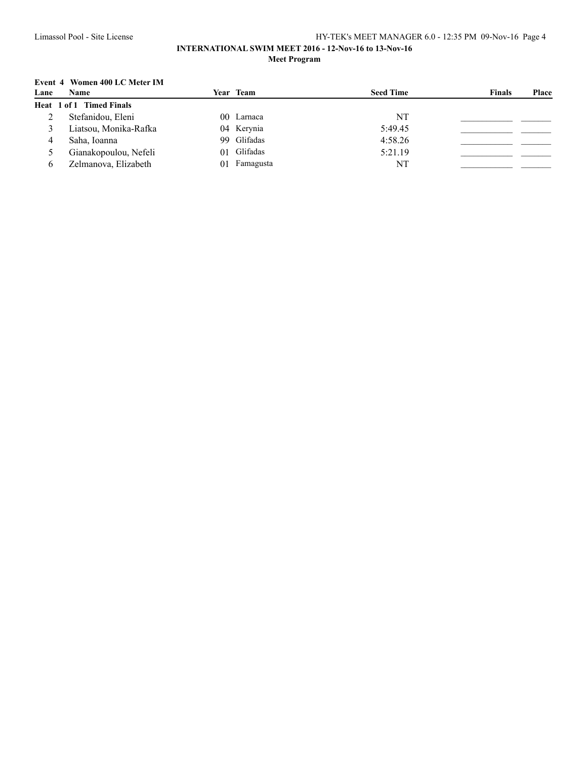### Event 4 Women 400 LC Meter IM

| Lane | Name | Year | Team | Seed Time | Finals | Place |
|---|---|---|---|---|---|---|
| **Heat 1 of 1 Timed Finals** | | | | | | |
| 2 | Stefanidou, Eleni | 00 | Larnaca | NT | ___________ | ______ |
| 3 | Liatsou, Monika-Rafka | 04 | Kerynia | 5:49.45 | ___________ | ______ |
| 4 | Saha, Ioanna | 99 | Glifadas | 4:58.26 | ___________ | ______ |
| 5 | Gianakopoulou, Nefeli | 01 | Glifadas | 5:21.19 | ___________ | ______ |
| 6 | Zelmanova, Elizabeth | 01 | Famagusta | NT | ___________ | ______ |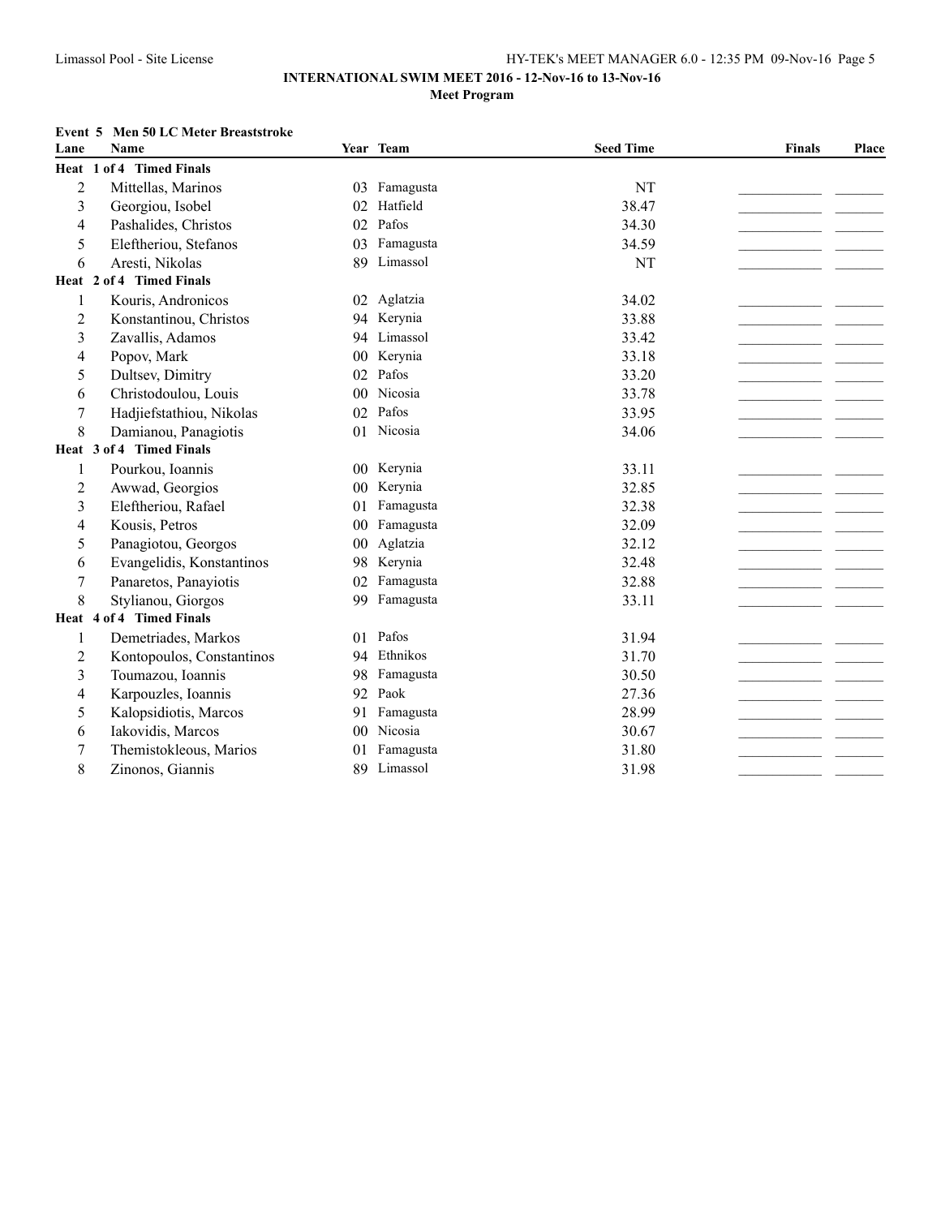**INTERNATIONAL SWIM MEET 2016 - 12-Nov-16 to 13-Nov-16**

**Meet Program**

**Event 5 Men 50 LC Meter Breaststroke**

| Lane | Name | Year | Team | Seed Time | Finals | Place |
|---|---|---|---|---|---|---|
| **Heat 1 of 4 Timed Finals** | | | | | | |
| 2 | Mittellas, Marinos | 03 | Famagusta | NT | ___ | ___ |
| 3 | Georgiou, Isobel | 02 | Hatfield | 38.47 | ___ | ___ |
| 4 | Pashalides, Christos | 02 | Pafos | 34.30 | ___ | ___ |
| 5 | Eleftheriou, Stefanos | 03 | Famagusta | 34.59 | ___ | ___ |
| 6 | Aresti, Nikolas | 89 | Limassol | NT | ___ | ___ |
| **Heat 2 of 4 Timed Finals** | | | | | | |
| 1 | Kouris, Andronicos | 02 | Aglatzia | 34.02 | ___ | ___ |
| 2 | Konstantinou, Christos | 94 | Kerynia | 33.88 | ___ | ___ |
| 3 | Zavallis, Adamos | 94 | Limassol | 33.42 | ___ | ___ |
| 4 | Popov, Mark | 00 | Kerynia | 33.18 | ___ | ___ |
| 5 | Dultsev, Dimitry | 02 | Pafos | 33.20 | ___ | ___ |
| 6 | Christodoulou, Louis | 00 | Nicosia | 33.78 | ___ | ___ |
| 7 | Hadjiefstathiou, Nikolas | 02 | Pafos | 33.95 | ___ | ___ |
| 8 | Damianou, Panagiotis | 01 | Nicosia | 34.06 | ___ | ___ |
| **Heat 3 of 4 Timed Finals** | | | | | | |
| 1 | Pourkou, Ioannis | 00 | Kerynia | 33.11 | ___ | ___ |
| 2 | Awwad, Georgios | 00 | Kerynia | 32.85 | ___ | ___ |
| 3 | Eleftheriou, Rafael | 01 | Famagusta | 32.38 | ___ | ___ |
| 4 | Kousis, Petros | 00 | Famagusta | 32.09 | ___ | ___ |
| 5 | Panagiotou, Georgos | 00 | Aglatzia | 32.12 | ___ | ___ |
| 6 | Evangelidis, Konstantinos | 98 | Kerynia | 32.48 | ___ | ___ |
| 7 | Panaretos, Panayiotis | 02 | Famagusta | 32.88 | ___ | ___ |
| 8 | Stylianou, Giorgos | 99 | Famagusta | 33.11 | ___ | ___ |
| **Heat 4 of 4 Timed Finals** | | | | | | |
| 1 | Demetriades, Markos | 01 | Pafos | 31.94 | ___ | ___ |
| 2 | Kontopoulos, Constantinos | 94 | Ethnikos | 31.70 | ___ | ___ |
| 3 | Toumazou, Ioannis | 98 | Famagusta | 30.50 | ___ | ___ |
| 4 | Karpouzles, Ioannis | 92 | Paok | 27.36 | ___ | ___ |
| 5 | Kalopsidiotis, Marcos | 91 | Famagusta | 28.99 | ___ | ___ |
| 6 | Iakovidis, Marcos | 00 | Nicosia | 30.67 | ___ | ___ |
| 7 | Themistokleous, Marios | 01 | Famagusta | 31.80 | ___ | ___ |
| 8 | Zinonos, Giannis | 89 | Limassol | 31.98 | ___ | ___ |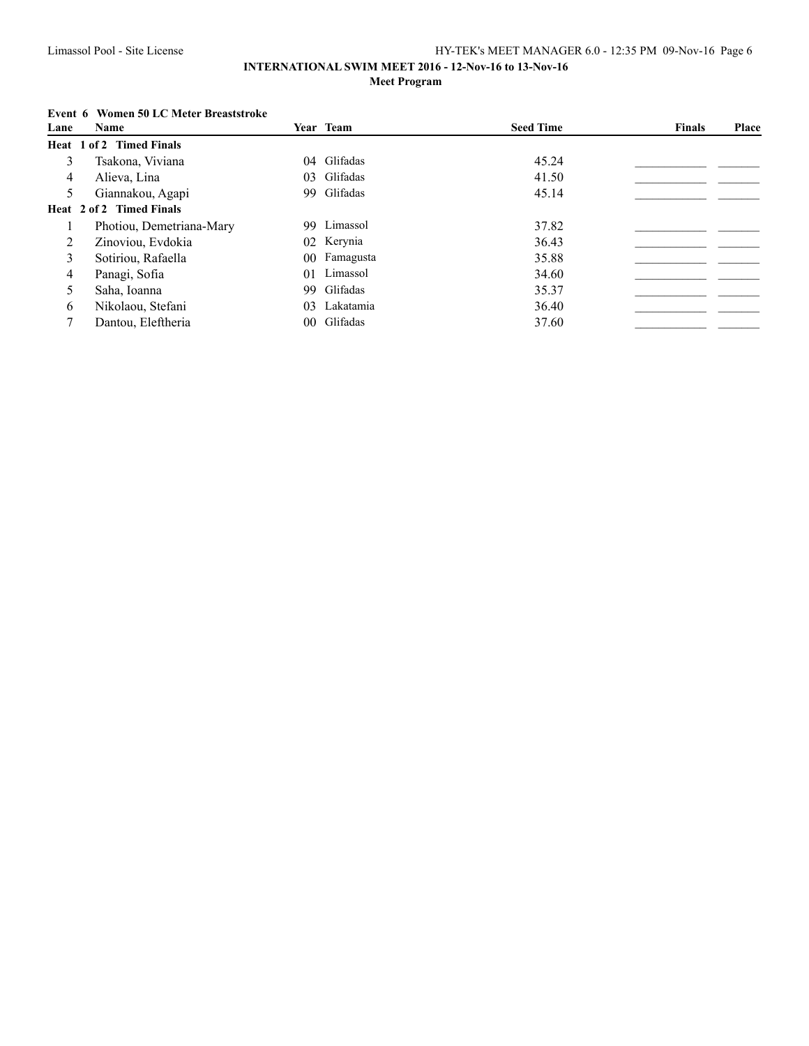**INTERNATIONAL SWIM MEET 2016 - 12-Nov-16 to 13-Nov-16**

**Meet Program**

**Event 6 Women 50 LC Meter Breaststroke**

| Lane | Name | Year | Team | Seed Time | Finals | Place |
|---|---|---|---|---|---|---|
| **Heat 1 of 2 Timed Finals** | | | | | | |
| 3 | Tsakona, Viviana | 04 | Glifadas | 45.24 | ___________ | _______ |
| 4 | Alieva, Lina | 03 | Glifadas | 41.50 | ___________ | _______ |
| 5 | Giannakou, Agapi | 99 | Glifadas | 45.14 | ___________ | _______ |
| **Heat 2 of 2 Timed Finals** | | | | | | |
| 1 | Photiou, Demetriana-Mary | 99 | Limassol | 37.82 | ___________ | _______ |
| 2 | Zinoviou, Evdokia | 02 | Kerynia | 36.43 | ___________ | _______ |
| 3 | Sotiriou, Rafaella | 00 | Famagusta | 35.88 | ___________ | _______ |
| 4 | Panagi, Sofia | 01 | Limassol | 34.60 | ___________ | _______ |
| 5 | Saha, Ioanna | 99 | Glifadas | 35.37 | ___________ | _______ |
| 6 | Nikolaou, Stefani | 03 | Lakatamia | 36.40 | ___________ | _______ |
| 7 | Dantou, Eleftheria | 00 | Glifadas | 37.60 | ___________ | _______ |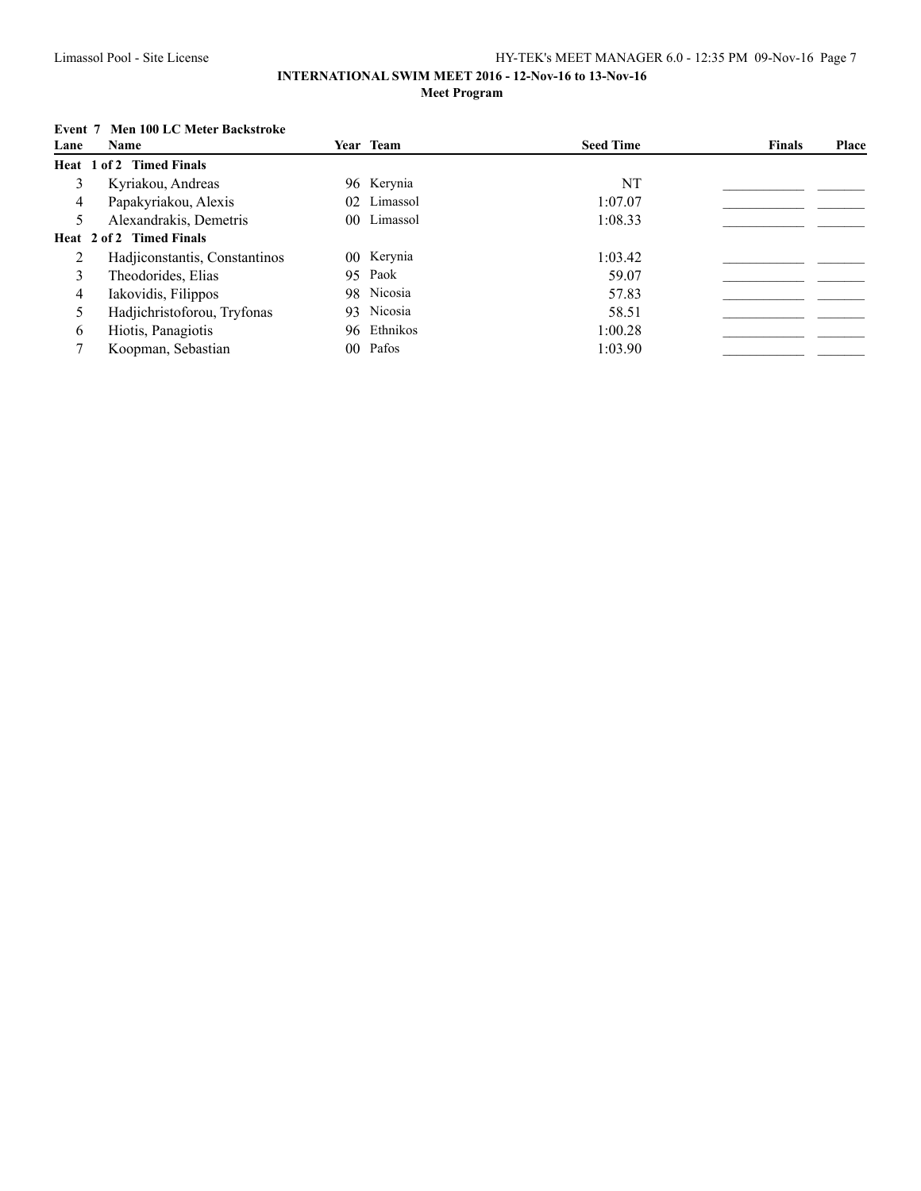**INTERNATIONAL SWIM MEET 2016 - 12-Nov-16 to 13-Nov-16**

**Meet Program**

**Event 7 Men 100 LC Meter Backstroke**

| Lane | Name | Year | Team | Seed Time | Finals | Place |
|---|---|---|---|---|---|---|
| **Heat 1 of 2 Timed Finals** | | | | | | |
| 3 | Kyriakou, Andreas | 96 | Kerynia | NT | ___________ | _______ |
| 4 | Papakyriakou, Alexis | 02 | Limassol | 1:07.07 | ___________ | _______ |
| 5 | Alexandrakis, Demetris | 00 | Limassol | 1:08.33 | ___________ | _______ |
| **Heat 2 of 2 Timed Finals** | | | | | | |
| 2 | Hadjiconstantis, Constantinos | 00 | Kerynia | 1:03.42 | ___________ | _______ |
| 3 | Theodorides, Elias | 95 | Paok | 59.07 | ___________ | _______ |
| 4 | Iakovidis, Filippos | 98 | Nicosia | 57.83 | ___________ | _______ |
| 5 | Hadjichristoforou, Tryfonas | 93 | Nicosia | 58.51 | ___________ | _______ |
| 6 | Hiotis, Panagiotis | 96 | Ethnikos | 1:00.28 | ___________ | _______ |
| 7 | Koopman, Sebastian | 00 | Pafos | 1:03.90 | ___________ | _______ |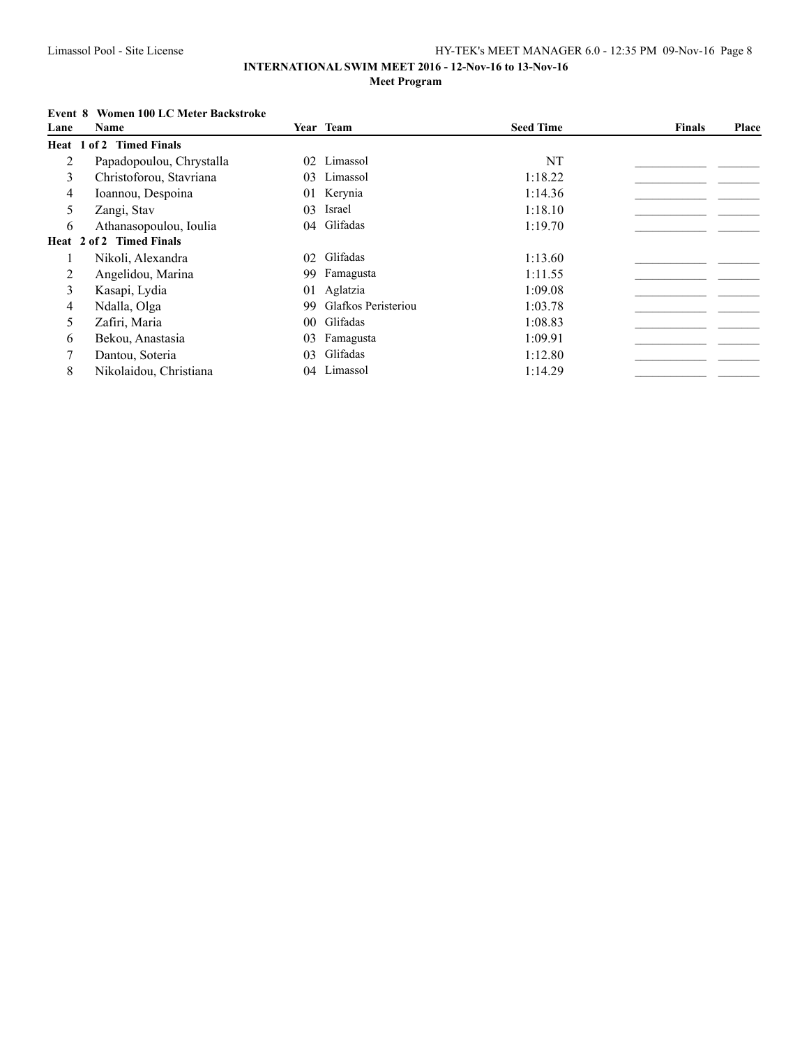**INTERNATIONAL SWIM MEET 2016 - 12-Nov-16 to 13-Nov-16**

**Meet Program**

**Event 8 Women 100 LC Meter Backstroke**

| Lane | Name | Year | Team | Seed Time | Finals | Place |
|---|---|---|---|---|---|---|
| **Heat 1 of 2 Timed Finals** | | | | | | |
| 2 | Papadopoulou, Chrystalla | 02 | Limassol | NT | | |
| 3 | Christoforou, Stavriana | 03 | Limassol | 1:18.22 | | |
| 4 | Ioannou, Despoina | 01 | Kerynia | 1:14.36 | | |
| 5 | Zangi, Stav | 03 | Israel | 1:18.10 | | |
| 6 | Athanasopoulou, Ioulia | 04 | Glifadas | 1:19.70 | | |
| **Heat 2 of 2 Timed Finals** | | | | | | |
| 1 | Nikoli, Alexandra | 02 | Glifadas | 1:13.60 | | |
| 2 | Angelidou, Marina | 99 | Famagusta | 1:11.55 | | |
| 3 | Kasapi, Lydia | 01 | Aglatzia | 1:09.08 | | |
| 4 | Ndalla, Olga | 99 | Glafkos Peristeriou | 1:03.78 | | |
| 5 | Zafiri, Maria | 00 | Glifadas | 1:08.83 | | |
| 6 | Bekou, Anastasia | 03 | Famagusta | 1:09.91 | | |
| 7 | Dantou, Soteria | 03 | Glifadas | 1:12.80 | | |
| 8 | Nikolaidou, Christiana | 04 | Limassol | 1:14.29 | | |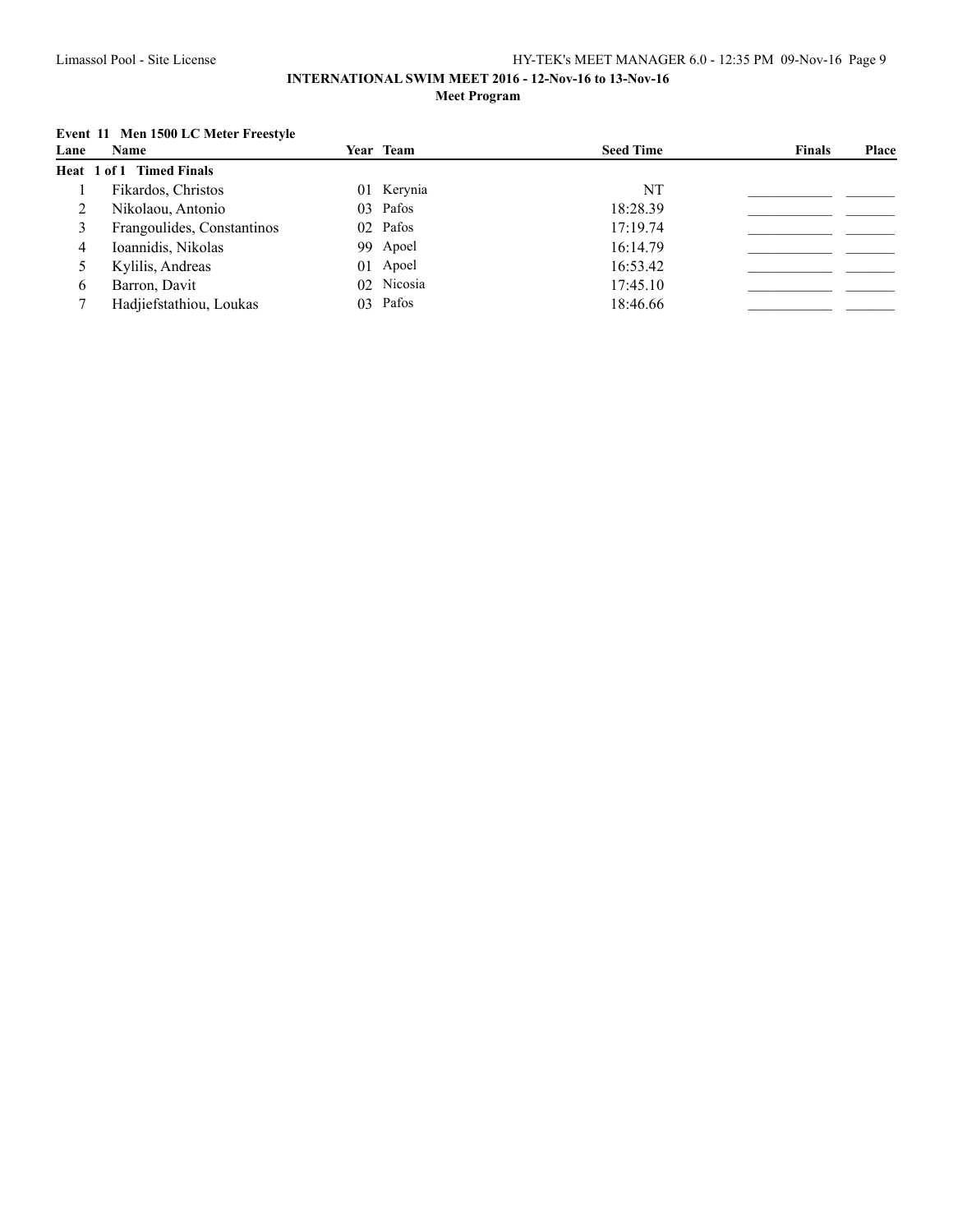**INTERNATIONAL SWIM MEET 2016 - 12-Nov-16 to 13-Nov-16**

**Meet Program**

**Event 11 Men 1500 LC Meter Freestyle**

| Lane | Name | Year | Team | Seed Time | Finals | Place |
|---|---|---|---|---|---|---|
| **Heat 1 of 1 Timed Finals** | | | | | | |
| 1 | Fikardos, Christos | 01 | Kerynia | NT | ___________ | _______ |
| 2 | Nikolaou, Antonio | 03 | Pafos | 18:28.39 | ___________ | _______ |
| 3 | Frangoulides, Constantinos | 02 | Pafos | 17:19.74 | ___________ | _______ |
| 4 | Ioannidis, Nikolas | 99 | Apoel | 16:14.79 | ___________ | _______ |
| 5 | Kylilis, Andreas | 01 | Apoel | 16:53.42 | ___________ | _______ |
| 6 | Barron, Davit | 02 | Nicosia | 17:45.10 | ___________ | _______ |
| 7 | Hadjiefstathiou, Loukas | 03 | Pafos | 18:46.66 | ___________ | _______ |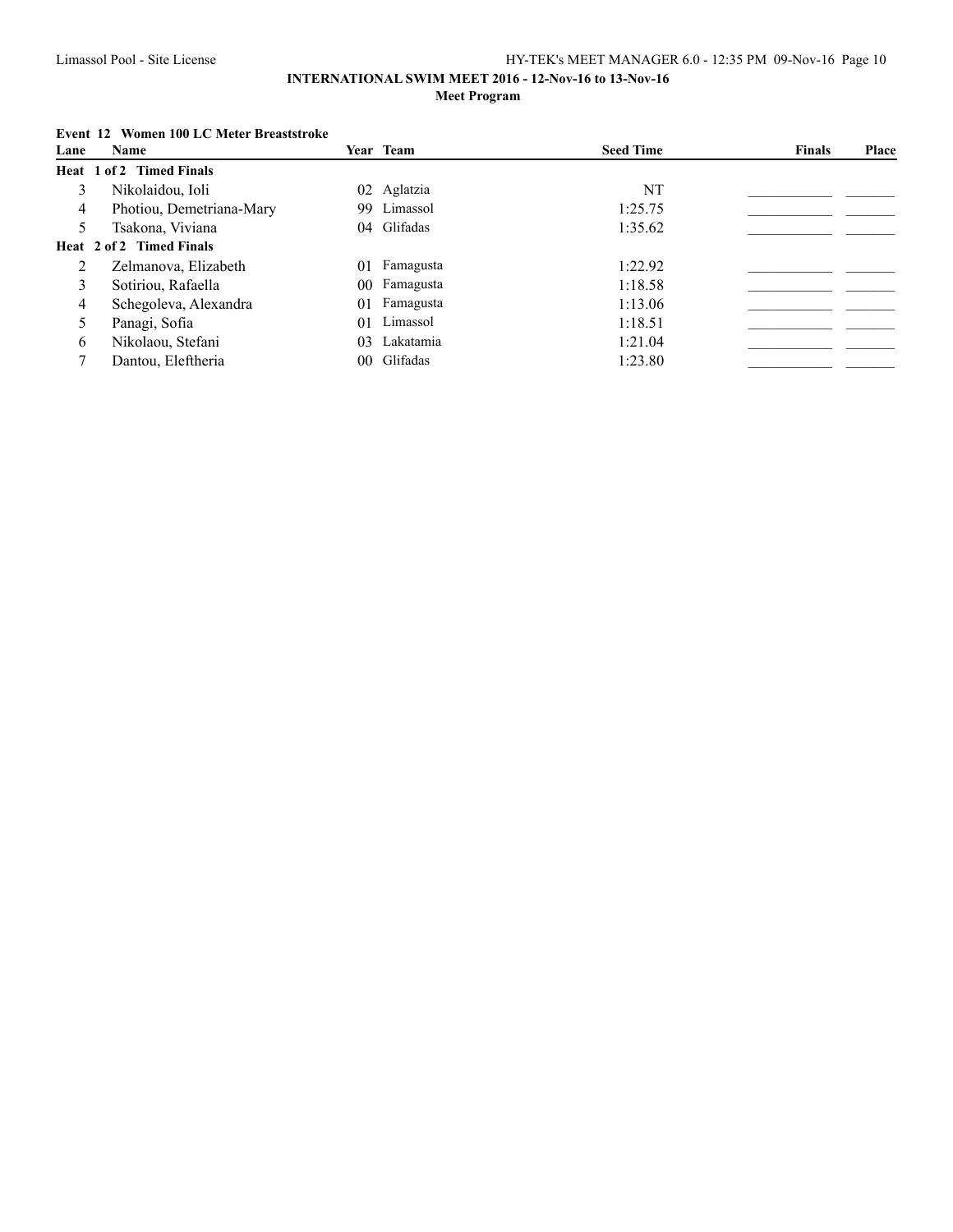**INTERNATIONAL SWIM MEET 2016 - 12-Nov-16 to 13-Nov-16**

**Meet Program**

**Event 12 Women 100 LC Meter Breaststroke**

| Lane | Name | Year | Team | Seed Time | Finals | Place |
|---|---|---|---|---|---|---|
| **Heat 1 of 2 Timed Finals** | | | | | | |
| 3 | Nikolaidou, Ioli | 02 | Aglatzia | NT | ___________ | _______ |
| 4 | Photiou, Demetriana-Mary | 99 | Limassol | 1:25.75 | ___________ | _______ |
| 5 | Tsakona, Viviana | 04 | Glifadas | 1:35.62 | ___________ | _______ |
| **Heat 2 of 2 Timed Finals** | | | | | | |
| 2 | Zelmanova, Elizabeth | 01 | Famagusta | 1:22.92 | ___________ | _______ |
| 3 | Sotiriou, Rafaella | 00 | Famagusta | 1:18.58 | ___________ | _______ |
| 4 | Schegoleva, Alexandra | 01 | Famagusta | 1:13.06 | ___________ | _______ |
| 5 | Panagi, Sofia | 01 | Limassol | 1:18.51 | ___________ | _______ |
| 6 | Nikolaou, Stefani | 03 | Lakatamia | 1:21.04 | ___________ | _______ |
| 7 | Dantou, Eleftheria | 00 | Glifadas | 1:23.80 | ___________ | _______ |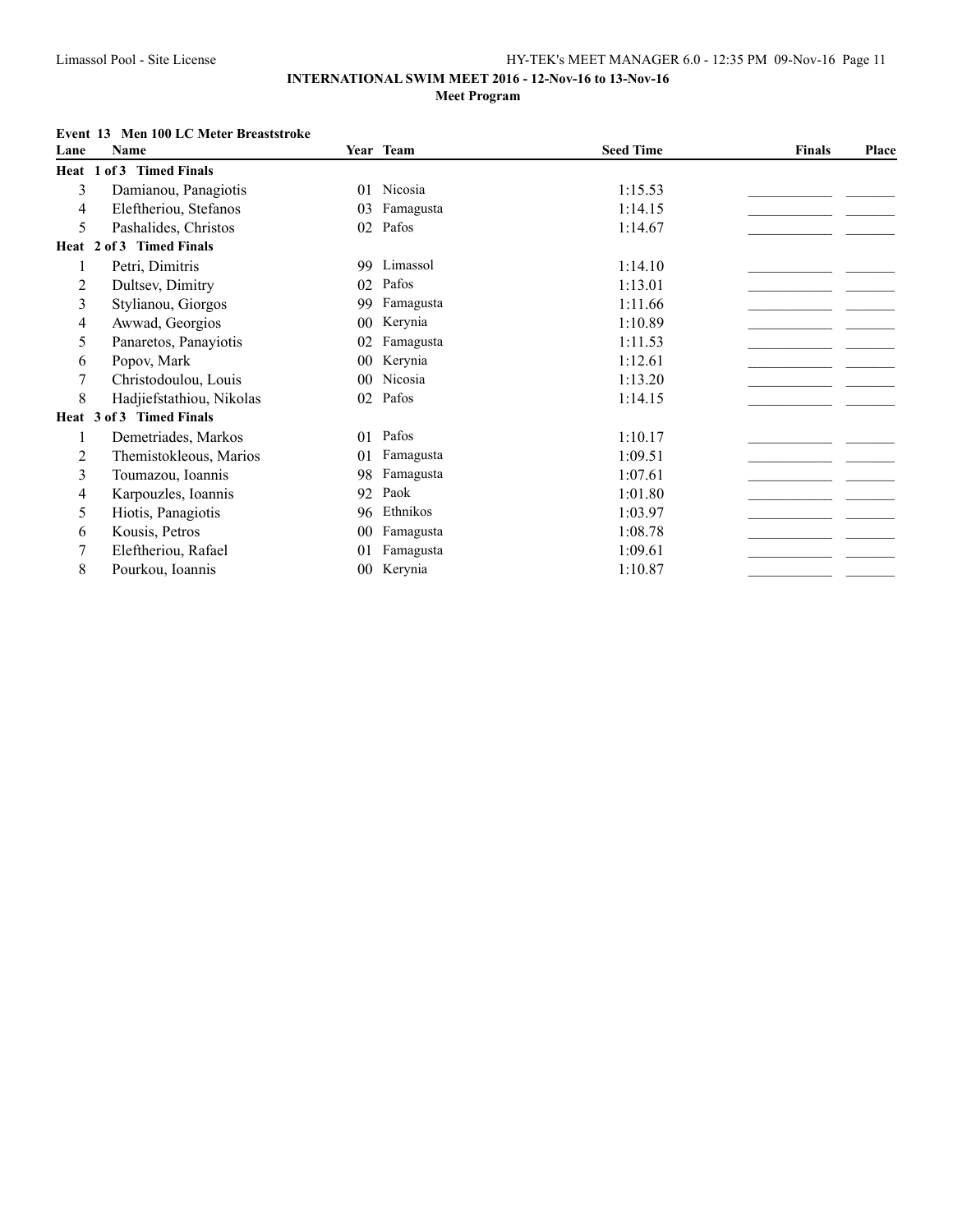**INTERNATIONAL SWIM MEET 2016 - 12-Nov-16 to 13-Nov-16**

**Meet Program**

**Event 13 Men 100 LC Meter Breaststroke**

| Lane | Name | Year | Team | Seed Time | Finals | Place |
|---|---|---|---|---|---|---|
| **Heat 1 of 3 Timed Finals** | | | | | | |
| 3 | Damianou, Panagiotis | 01 | Nicosia | 1:15.53 | | |
| 4 | Eleftheriou, Stefanos | 03 | Famagusta | 1:14.15 | | |
| 5 | Pashalides, Christos | 02 | Pafos | 1:14.67 | | |
| **Heat 2 of 3 Timed Finals** | | | | | | |
| 1 | Petri, Dimitris | 99 | Limassol | 1:14.10 | | |
| 2 | Dultsev, Dimitry | 02 | Pafos | 1:13.01 | | |
| 3 | Stylianou, Giorgos | 99 | Famagusta | 1:11.66 | | |
| 4 | Awwad, Georgios | 00 | Kerynia | 1:10.89 | | |
| 5 | Panaretos, Panayiotis | 02 | Famagusta | 1:11.53 | | |
| 6 | Popov, Mark | 00 | Kerynia | 1:12.61 | | |
| 7 | Christodoulou, Louis | 00 | Nicosia | 1:13.20 | | |
| 8 | Hadjiefstathiou, Nikolas | 02 | Pafos | 1:14.15 | | |
| **Heat 3 of 3 Timed Finals** | | | | | | |
| 1 | Demetriades, Markos | 01 | Pafos | 1:10.17 | | |
| 2 | Themistokleous, Marios | 01 | Famagusta | 1:09.51 | | |
| 3 | Toumazou, Ioannis | 98 | Famagusta | 1:07.61 | | |
| 4 | Karpouzles, Ioannis | 92 | Paok | 1:01.80 | | |
| 5 | Hiotis, Panagiotis | 96 | Ethnikos | 1:03.97 | | |
| 6 | Kousis, Petros | 00 | Famagusta | 1:08.78 | | |
| 7 | Eleftheriou, Rafael | 01 | Famagusta | 1:09.61 | | |
| 8 | Pourkou, Ioannis | 00 | Kerynia | 1:10.87 | | |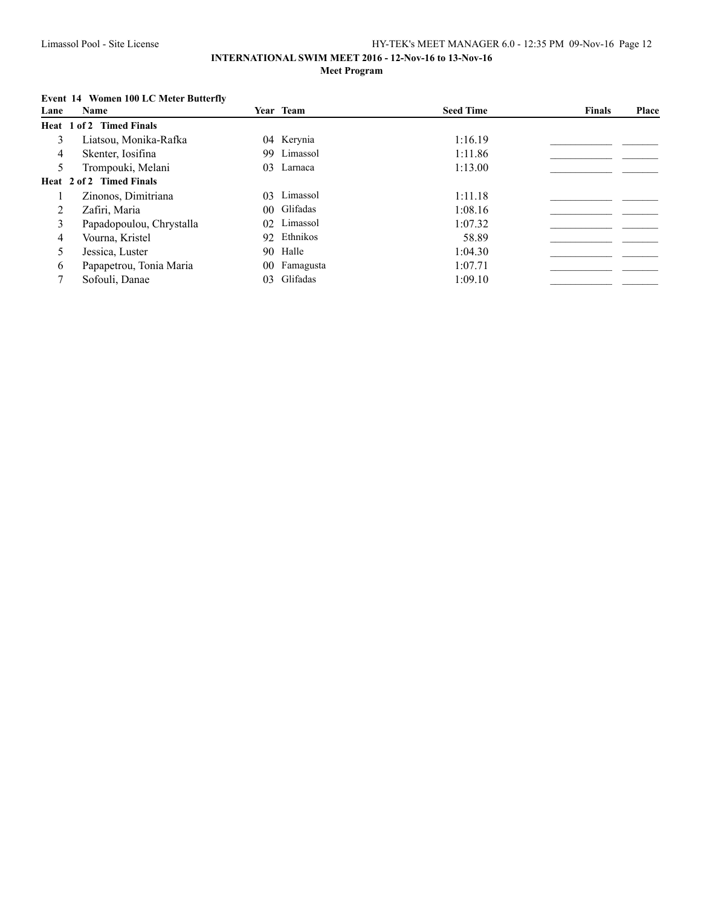**INTERNATIONAL SWIM MEET 2016 - 12-Nov-16 to 13-Nov-16**

**Meet Program**

**Event 14 Women 100 LC Meter Butterfly**

| Lane | Name | Year | Team | Seed Time | Finals | Place |
|---|---|---|---|---|---|---|
| **Heat 1 of 2 Timed Finals** | | | | | | |
| 3 | Liatsou, Monika-Rafka | 04 | Kerynia | 1:16.19 | ___________ | _______ |
| 4 | Skenter, Iosifina | 99 | Limassol | 1:11.86 | ___________ | _______ |
| 5 | Trompouki, Melani | 03 | Larnaca | 1:13.00 | ___________ | _______ |
| **Heat 2 of 2 Timed Finals** | | | | | | |
| 1 | Zinonos, Dimitriana | 03 | Limassol | 1:11.18 | ___________ | _______ |
| 2 | Zafiri, Maria | 00 | Glifadas | 1:08.16 | ___________ | _______ |
| 3 | Papadopoulou, Chrystalla | 02 | Limassol | 1:07.32 | ___________ | _______ |
| 4 | Vourna, Kristel | 92 | Ethnikos | 58.89 | ___________ | _______ |
| 5 | Jessica, Luster | 90 | Halle | 1:04.30 | ___________ | _______ |
| 6 | Papapetrou, Tonia Maria | 00 | Famagusta | 1:07.71 | ___________ | _______ |
| 7 | Sofouli, Danae | 03 | Glifadas | 1:09.10 | ___________ | _______ |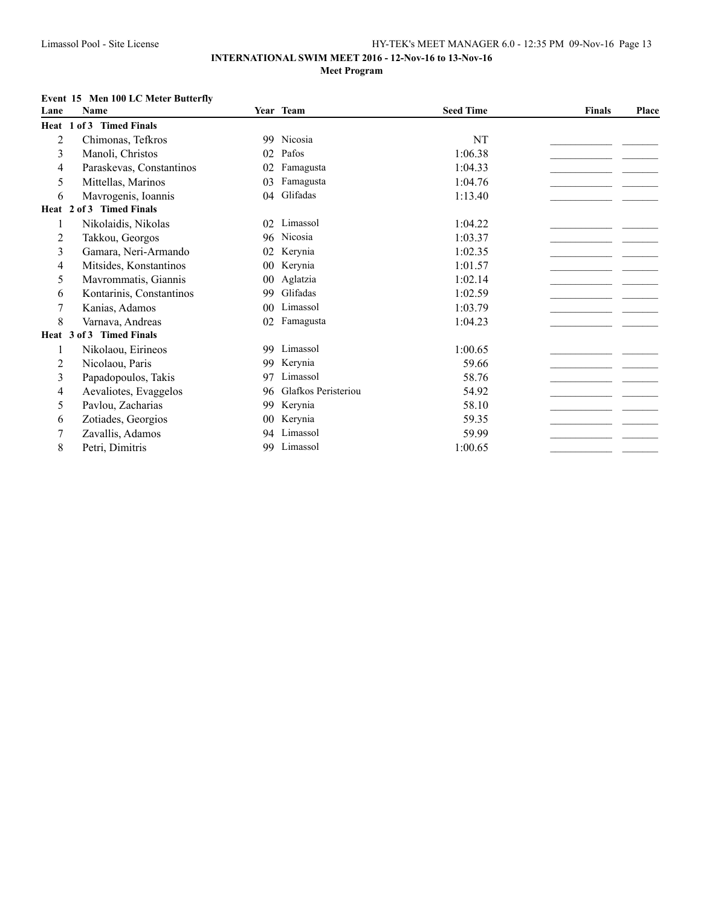**INTERNATIONAL SWIM MEET 2016 - 12-Nov-16 to 13-Nov-16**

**Meet Program**

**Event 15 Men 100 LC Meter Butterfly**

| Lane | Name | Year | Team | Seed Time | Finals | Place |
|---|---|---|---|---|---|---|
| **Heat 1 of 3 Timed Finals** | | | | | | |
| 2 | Chimonas, Tefkros | 99 | Nicosia | NT | ___________ | _______ |
| 3 | Manoli, Christos | 02 | Pafos | 1:06.38 | ___________ | _______ |
| 4 | Paraskevas, Constantinos | 02 | Famagusta | 1:04.33 | ___________ | _______ |
| 5 | Mittellas, Marinos | 03 | Famagusta | 1:04.76 | ___________ | _______ |
| 6 | Mavrogenis, Ioannis | 04 | Glifadas | 1:13.40 | ___________ | _______ |
| **Heat 2 of 3 Timed Finals** | | | | | | |
| 1 | Nikolaidis, Nikolas | 02 | Limassol | 1:04.22 | ___________ | _______ |
| 2 | Takkou, Georgos | 96 | Nicosia | 1:03.37 | ___________ | _______ |
| 3 | Gamara, Neri-Armando | 02 | Kerynia | 1:02.35 | ___________ | _______ |
| 4 | Mitsides, Konstantinos | 00 | Kerynia | 1:01.57 | ___________ | _______ |
| 5 | Mavrommatis, Giannis | 00 | Aglatzia | 1:02.14 | ___________ | _______ |
| 6 | Kontarinis, Constantinos | 99 | Glifadas | 1:02.59 | ___________ | _______ |
| 7 | Kanias, Adamos | 00 | Limassol | 1:03.79 | ___________ | _______ |
| 8 | Varnava, Andreas | 02 | Famagusta | 1:04.23 | ___________ | _______ |
| **Heat 3 of 3 Timed Finals** | | | | | | |
| 1 | Nikolaou, Eirineos | 99 | Limassol | 1:00.65 | ___________ | _______ |
| 2 | Nicolaou, Paris | 99 | Kerynia | 59.66 | ___________ | _______ |
| 3 | Papadopoulos, Takis | 97 | Limassol | 58.76 | ___________ | _______ |
| 4 | Aevaliotes, Evaggelos | 96 | Glafkos Peristeriou | 54.92 | ___________ | _______ |
| 5 | Pavlou, Zacharias | 99 | Kerynia | 58.10 | ___________ | _______ |
| 6 | Zotiades, Georgios | 00 | Kerynia | 59.35 | ___________ | _______ |
| 7 | Zavallis, Adamos | 94 | Limassol | 59.99 | ___________ | _______ |
| 8 | Petri, Dimitris | 99 | Limassol | 1:00.65 | ___________ | _______ |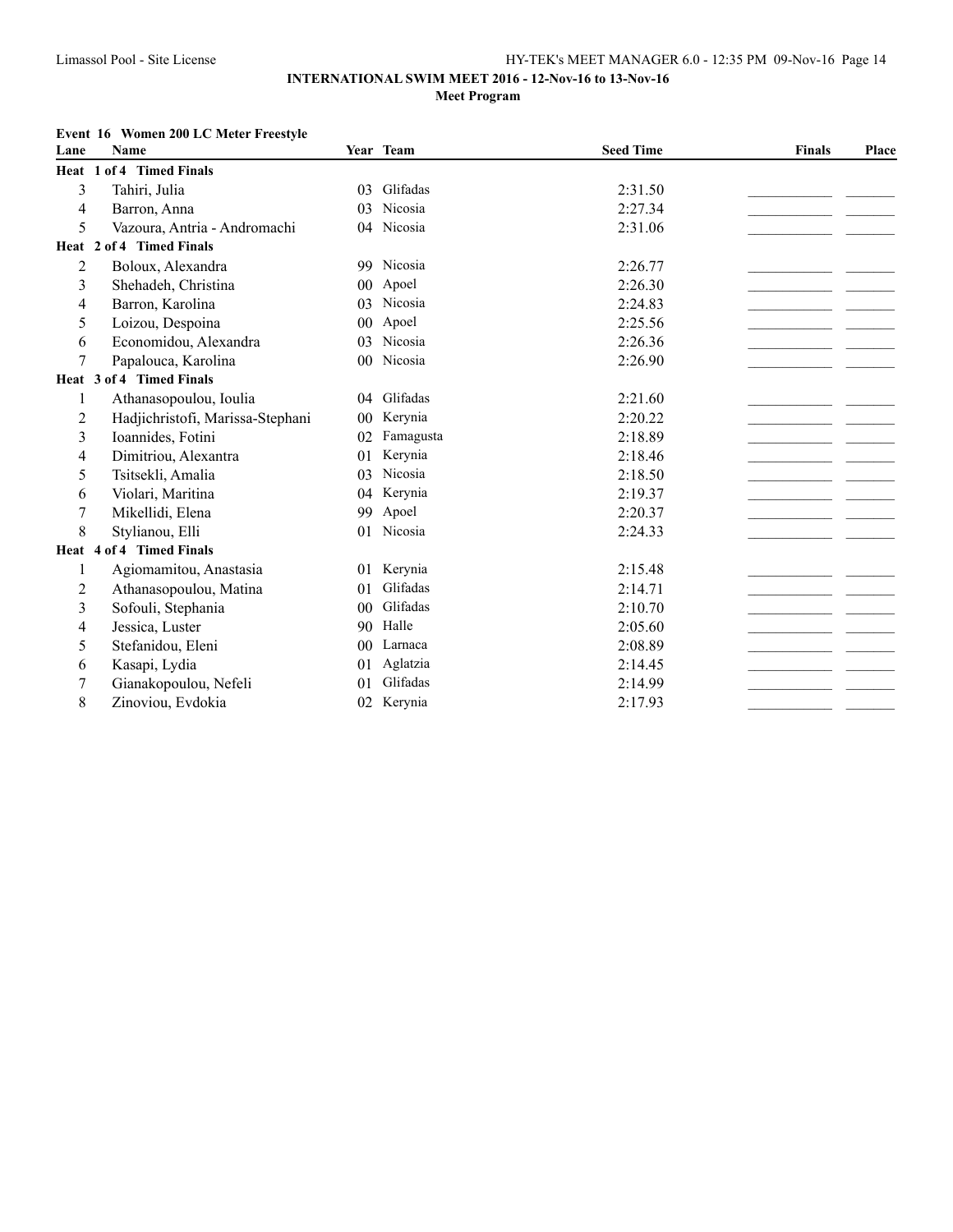**INTERNATIONAL SWIM MEET 2016 - 12-Nov-16 to 13-Nov-16**

**Meet Program**

**Event 16 Women 200 LC Meter Freestyle**

| Lane | Name | Year | Team | Seed Time | Finals | Place |
|---|---|---|---|---|---|---|
| **Heat 1 of 4 Timed Finals** | | | | | | |
| 3 | Tahiri, Julia | 03 | Glifadas | 2:31.50 | ___________ | _______ |
| 4 | Barron, Anna | 03 | Nicosia | 2:27.34 | ___________ | _______ |
| 5 | Vazoura, Antria - Andromachi | 04 | Nicosia | 2:31.06 | ___________ | _______ |
| **Heat 2 of 4 Timed Finals** | | | | | | |
| 2 | Boloux, Alexandra | 99 | Nicosia | 2:26.77 | ___________ | _______ |
| 3 | Shehadeh, Christina | 00 | Apoel | 2:26.30 | ___________ | _______ |
| 4 | Barron, Karolina | 03 | Nicosia | 2:24.83 | ___________ | _______ |
| 5 | Loizou, Despoina | 00 | Apoel | 2:25.56 | ___________ | _______ |
| 6 | Economidou, Alexandra | 03 | Nicosia | 2:26.36 | ___________ | _______ |
| 7 | Papalouca, Karolina | 00 | Nicosia | 2:26.90 | ___________ | _______ |
| **Heat 3 of 4 Timed Finals** | | | | | | |
| 1 | Athanasopoulou, Ioulia | 04 | Glifadas | 2:21.60 | ___________ | _______ |
| 2 | Hadjichristofi, Marissa-Stephani | 00 | Kerynia | 2:20.22 | ___________ | _______ |
| 3 | Ioannides, Fotini | 02 | Famagusta | 2:18.89 | ___________ | _______ |
| 4 | Dimitriou, Alexantra | 01 | Kerynia | 2:18.46 | ___________ | _______ |
| 5 | Tsitsekli, Amalia | 03 | Nicosia | 2:18.50 | ___________ | _______ |
| 6 | Violari, Maritina | 04 | Kerynia | 2:19.37 | ___________ | _______ |
| 7 | Mikellidi, Elena | 99 | Apoel | 2:20.37 | ___________ | _______ |
| 8 | Stylianou, Elli | 01 | Nicosia | 2:24.33 | ___________ | _______ |
| **Heat 4 of 4 Timed Finals** | | | | | | |
| 1 | Agiomamitou, Anastasia | 01 | Kerynia | 2:15.48 | ___________ | _______ |
| 2 | Athanasopoulou, Matina | 01 | Glifadas | 2:14.71 | ___________ | _______ |
| 3 | Sofouli, Stephania | 00 | Glifadas | 2:10.70 | ___________ | _______ |
| 4 | Jessica, Luster | 90 | Halle | 2:05.60 | ___________ | _______ |
| 5 | Stefanidou, Eleni | 00 | Larnaca | 2:08.89 | ___________ | _______ |
| 6 | Kasapi, Lydia | 01 | Aglatzia | 2:14.45 | ___________ | _______ |
| 7 | Gianakopoulou, Nefeli | 01 | Glifadas | 2:14.99 | ___________ | _______ |
| 8 | Zinoviou, Evdokia | 02 | Kerynia | 2:17.93 | ___________ | _______ |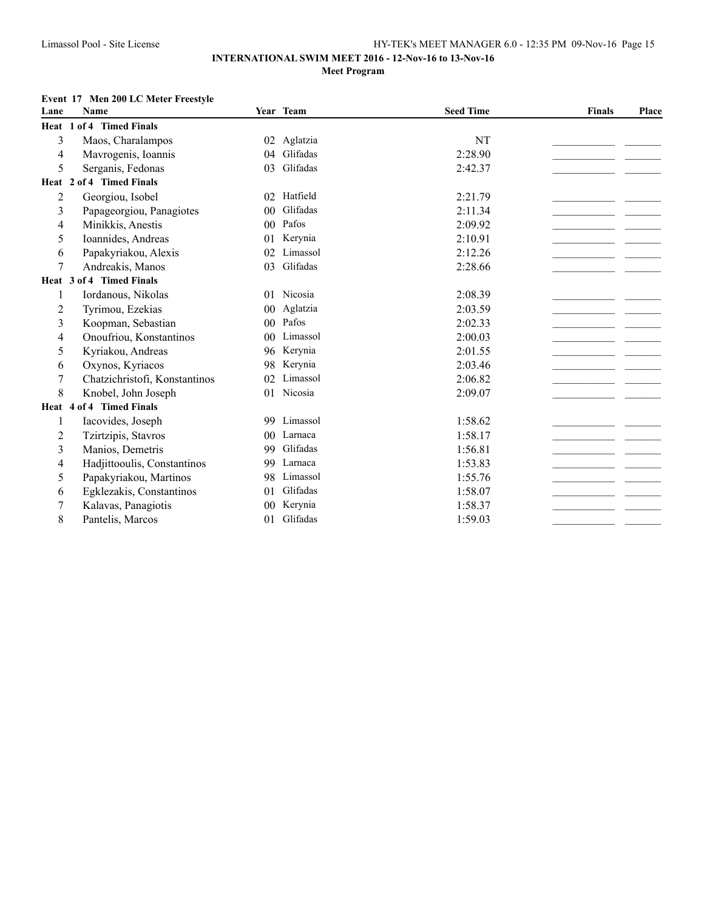**INTERNATIONAL SWIM MEET 2016 - 12-Nov-16 to 13-Nov-16**

**Meet Program**

**Event 17 Men 200 LC Meter Freestyle**

| Lane | Name | Year | Team | Seed Time | Finals | Place |
|---|---|---|---|---|---|---|
| **Heat 1 of 4 Timed Finals** | | | | | | |
| 3 | Maos, Charalampos | 02 | Aglatzia | NT | ___________ | _______ |
| 4 | Mavrogenis, Ioannis | 04 | Glifadas | 2:28.90 | ___________ | _______ |
| 5 | Serganis, Fedonas | 03 | Glifadas | 2:42.37 | ___________ | _______ |
| **Heat 2 of 4 Timed Finals** | | | | | | |
| 2 | Georgiou, Isobel | 02 | Hatfield | 2:21.79 | ___________ | _______ |
| 3 | Papageorgiou, Panagiotes | 00 | Glifadas | 2:11.34 | ___________ | _______ |
| 4 | Minikkis, Anestis | 00 | Pafos | 2:09.92 | ___________ | _______ |
| 5 | Ioannides, Andreas | 01 | Kerynia | 2:10.91 | ___________ | _______ |
| 6 | Papakyriakou, Alexis | 02 | Limassol | 2:12.26 | ___________ | _______ |
| 7 | Andreakis, Manos | 03 | Glifadas | 2:28.66 | ___________ | _______ |
| **Heat 3 of 4 Timed Finals** | | | | | | |
| 1 | Iordanous, Nikolas | 01 | Nicosia | 2:08.39 | ___________ | _______ |
| 2 | Tyrimou, Ezekias | 00 | Aglatzia | 2:03.59 | ___________ | _______ |
| 3 | Koopman, Sebastian | 00 | Pafos | 2:02.33 | ___________ | _______ |
| 4 | Onoufriou, Konstantinos | 00 | Limassol | 2:00.03 | ___________ | _______ |
| 5 | Kyriakou, Andreas | 96 | Kerynia | 2:01.55 | ___________ | _______ |
| 6 | Oxynos, Kyriacos | 98 | Kerynia | 2:03.46 | ___________ | _______ |
| 7 | Chatzichristofi, Konstantinos | 02 | Limassol | 2:06.82 | ___________ | _______ |
| 8 | Knobel, John Joseph | 01 | Nicosia | 2:09.07 | ___________ | _______ |
| **Heat 4 of 4 Timed Finals** | | | | | | |
| 1 | Iacovides, Joseph | 99 | Limassol | 1:58.62 | ___________ | _______ |
| 2 | Tzirtzipis, Stavros | 00 | Larnaca | 1:58.17 | ___________ | _______ |
| 3 | Manios, Demetris | 99 | Glifadas | 1:56.81 | ___________ | _______ |
| 4 | Hadjittooulis, Constantinos | 99 | Larnaca | 1:53.83 | ___________ | _______ |
| 5 | Papakyriakou, Martinos | 98 | Limassol | 1:55.76 | ___________ | _______ |
| 6 | Egklezakis, Constantinos | 01 | Glifadas | 1:58.07 | ___________ | _______ |
| 7 | Kalavas, Panagiotis | 00 | Kerynia | 1:58.37 | ___________ | _______ |
| 8 | Pantelis, Marcos | 01 | Glifadas | 1:59.03 | ___________ | _______ |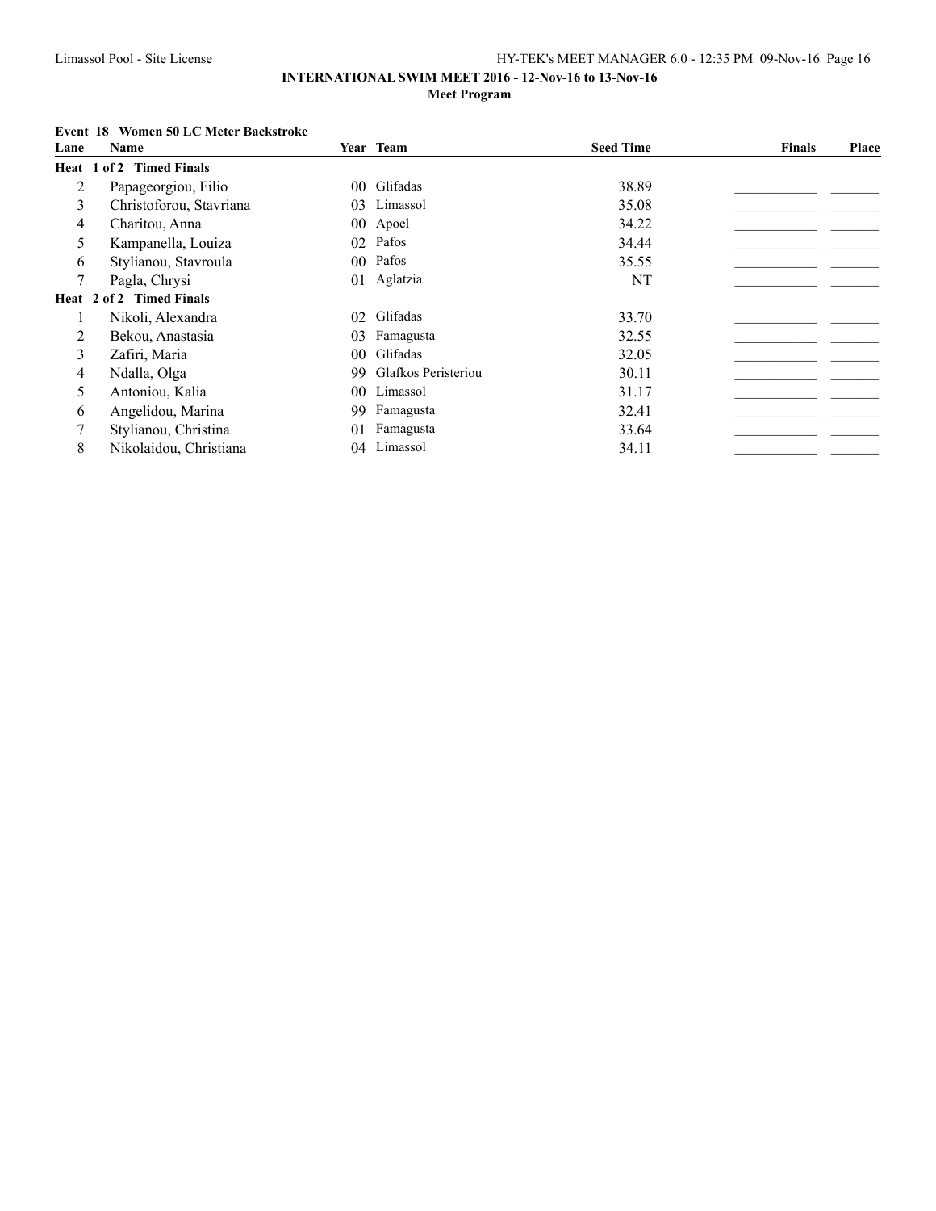**INTERNATIONAL SWIM MEET 2016 - 12-Nov-16 to 13-Nov-16**

**Meet Program**

**Event 18 Women 50 LC Meter Backstroke**

| Lane | Name | Year | Team | Seed Time | Finals | Place |
|---|---|---|---|---|---|---|
| **Heat 1 of 2 Timed Finals** | | | | | | |
| 2 | Papageorgiou, Filio | 00 | Glifadas | 38.89 | ___________ | _______ |
| 3 | Christoforou, Stavriana | 03 | Limassol | 35.08 | ___________ | _______ |
| 4 | Charitou, Anna | 00 | Apoel | 34.22 | ___________ | _______ |
| 5 | Kampanella, Louiza | 02 | Pafos | 34.44 | ___________ | _______ |
| 6 | Stylianou, Stavroula | 00 | Pafos | 35.55 | ___________ | _______ |
| 7 | Pagla, Chrysi | 01 | Aglatzia | NT | ___________ | _______ |
| **Heat 2 of 2 Timed Finals** | | | | | | |
| 1 | Nikoli, Alexandra | 02 | Glifadas | 33.70 | ___________ | _______ |
| 2 | Bekou, Anastasia | 03 | Famagusta | 32.55 | ___________ | _______ |
| 3 | Zafiri, Maria | 00 | Glifadas | 32.05 | ___________ | _______ |
| 4 | Ndalla, Olga | 99 | Glafkos Peristeriou | 30.11 | ___________ | _______ |
| 5 | Antoniou, Kalia | 00 | Limassol | 31.17 | ___________ | _______ |
| 6 | Angelidou, Marina | 99 | Famagusta | 32.41 | ___________ | _______ |
| 7 | Stylianou, Christina | 01 | Famagusta | 33.64 | ___________ | _______ |
| 8 | Nikolaidou, Christiana | 04 | Limassol | 34.11 | ___________ | _______ |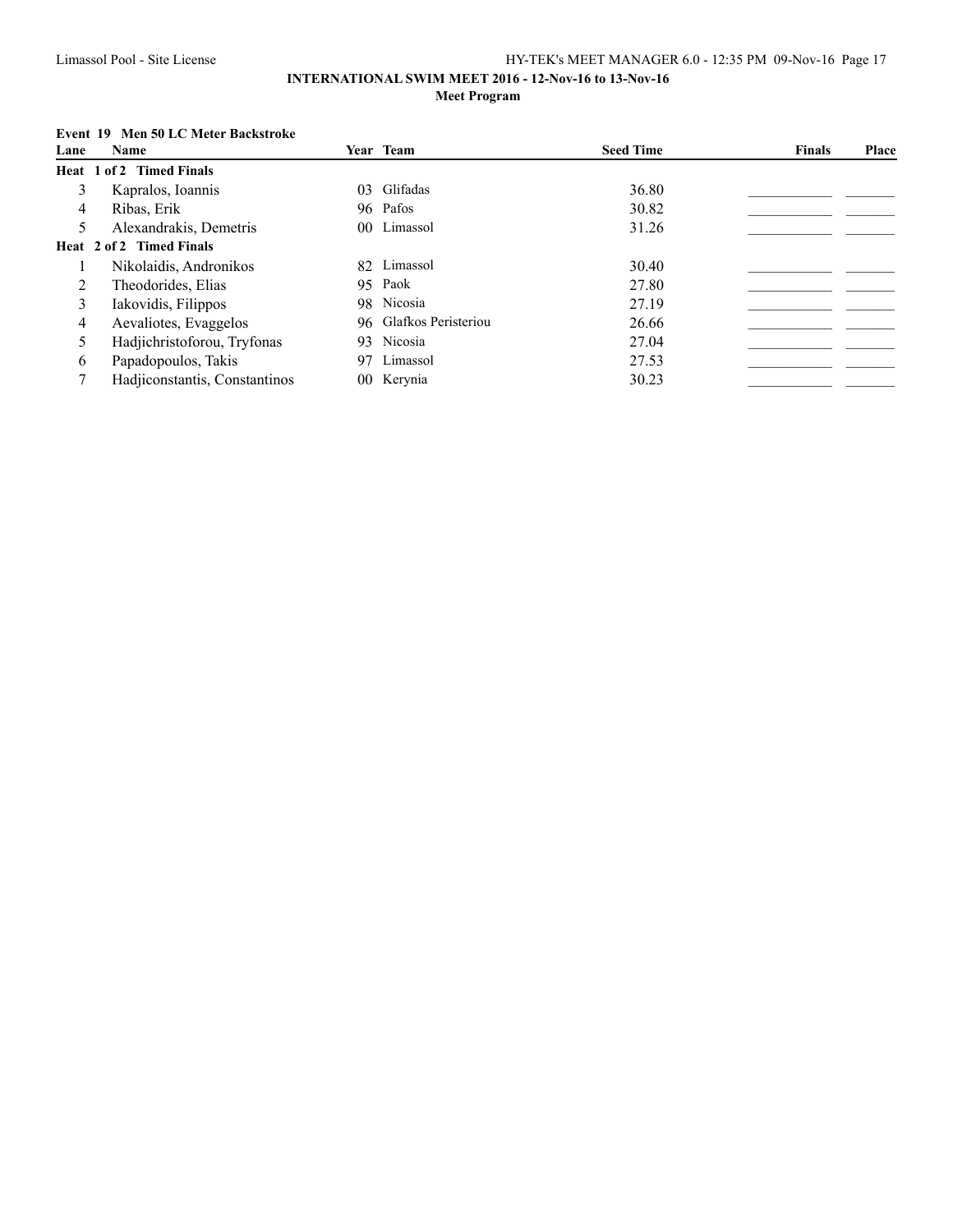**INTERNATIONAL SWIM MEET 2016 - 12-Nov-16 to 13-Nov-16**

**Meet Program**

**Event 19 Men 50 LC Meter Backstroke**

| Lane | Name | Year | Team | Seed Time | Finals | Place |
|---|---|---|---|---|---|---|
| **Heat 1 of 2 Timed Finals** | | | | | | |
| 3 | Kapralos, Ioannis | 03 | Glifadas | 36.80 | ___________ | _______ |
| 4 | Ribas, Erik | 96 | Pafos | 30.82 | ___________ | _______ |
| 5 | Alexandrakis, Demetris | 00 | Limassol | 31.26 | ___________ | _______ |
| **Heat 2 of 2 Timed Finals** | | | | | | |
| 1 | Nikolaidis, Andronikos | 82 | Limassol | 30.40 | ___________ | _______ |
| 2 | Theodorides, Elias | 95 | Paok | 27.80 | ___________ | _______ |
| 3 | Iakovidis, Filippos | 98 | Nicosia | 27.19 | ___________ | _______ |
| 4 | Aevaliotes, Evaggelos | 96 | Glafkos Peristeriou | 26.66 | ___________ | _______ |
| 5 | Hadjichristoforou, Tryfonas | 93 | Nicosia | 27.04 | ___________ | _______ |
| 6 | Papadopoulos, Takis | 97 | Limassol | 27.53 | ___________ | _______ |
| 7 | Hadjiconstantis, Constantinos | 00 | Kerynia | 30.23 | ___________ | _______ |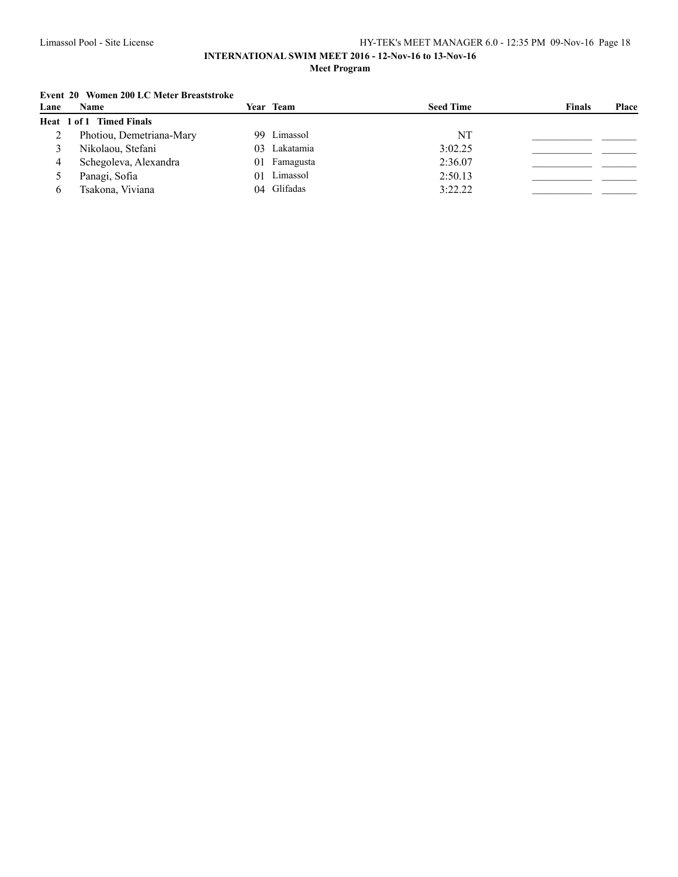**INTERNATIONAL SWIM MEET 2016 - 12-Nov-16 to 13-Nov-16**

**Meet Program**

**Event 20 Women 200 LC Meter Breaststroke**

| Lane | Name | Year | Team | Seed Time | Finals | Place |
|---|---|---|---|---|---|---|
| **Heat 1 of 1 Timed Finals** | | | | | | |
| 2 | Photiou, Demetriana-Mary | 99 | Limassol | NT | ___________ | _______ |
| 3 | Nikolaou, Stefani | 03 | Lakatamia | 3:02.25 | ___________ | _______ |
| 4 | Schegoleva, Alexandra | 01 | Famagusta | 2:36.07 | ___________ | _______ |
| 5 | Panagi, Sofia | 01 | Limassol | 2:50.13 | ___________ | _______ |
| 6 | Tsakona, Viviana | 04 | Glifadas | 3:22.22 | ___________ | _______ |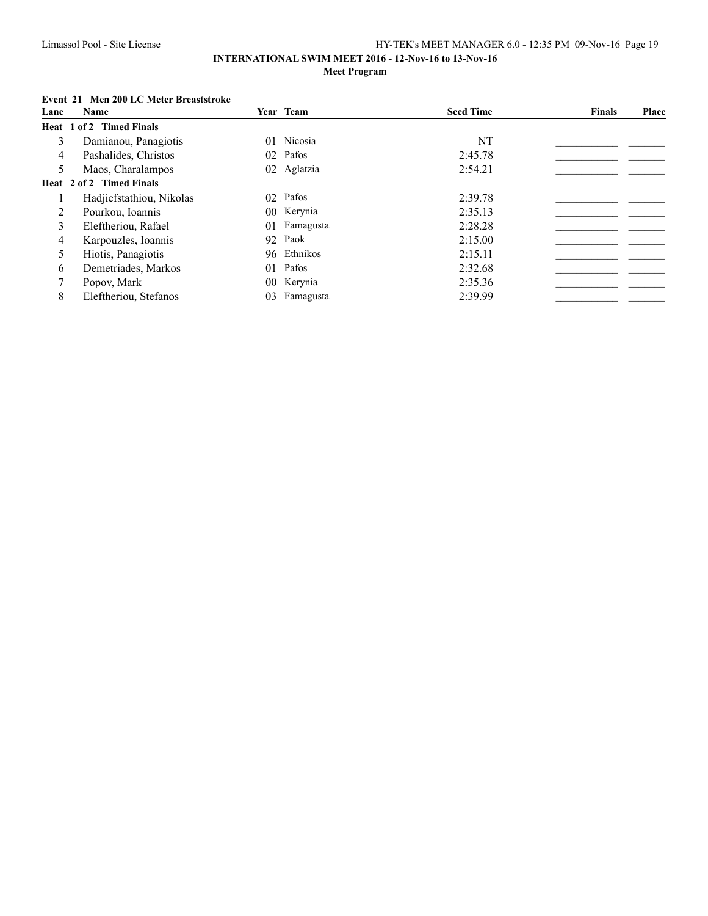**INTERNATIONAL SWIM MEET 2016 - 12-Nov-16 to 13-Nov-16**

**Meet Program**

**Event 21 Men 200 LC Meter Breaststroke**

| Lane | Name | Year | Team | Seed Time | Finals | Place |
|---|---|---|---|---|---|---|
| **Heat 1 of 2 Timed Finals** | | | | | | |
| 3 | Damianou, Panagiotis | 01 | Nicosia | NT | ___________ | _______ |
| 4 | Pashalides, Christos | 02 | Pafos | 2:45.78 | ___________ | _______ |
| 5 | Maos, Charalampos | 02 | Aglatzia | 2:54.21 | ___________ | _______ |
| **Heat 2 of 2 Timed Finals** | | | | | | |
| 1 | Hadjiefstathiou, Nikolas | 02 | Pafos | 2:39.78 | ___________ | _______ |
| 2 | Pourkou, Ioannis | 00 | Kerynia | 2:35.13 | ___________ | _______ |
| 3 | Eleftheriou, Rafael | 01 | Famagusta | 2:28.28 | ___________ | _______ |
| 4 | Karpouzles, Ioannis | 92 | Paok | 2:15.00 | ___________ | _______ |
| 5 | Hiotis, Panagiotis | 96 | Ethnikos | 2:15.11 | ___________ | _______ |
| 6 | Demetriades, Markos | 01 | Pafos | 2:32.68 | ___________ | _______ |
| 7 | Popov, Mark | 00 | Kerynia | 2:35.36 | ___________ | _______ |
| 8 | Eleftheriou, Stefanos | 03 | Famagusta | 2:39.99 | ___________ | _______ |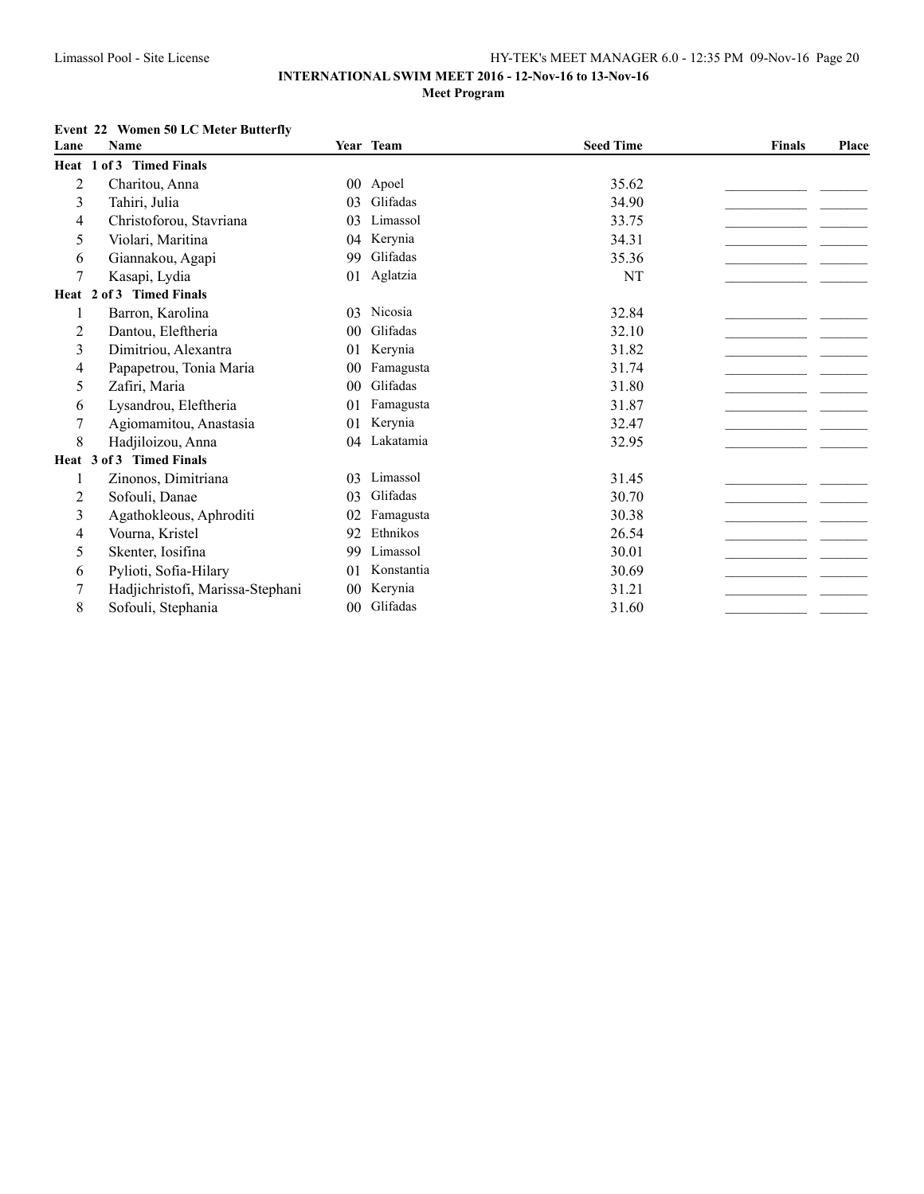**INTERNATIONAL SWIM MEET 2016 - 12-Nov-16 to 13-Nov-16**

**Meet Program**

**Event 22 Women 50 LC Meter Butterfly**

| Lane | Name | Year | Team | Seed Time | Finals | Place |
|---|---|---|---|---|---|---|
| **Heat 1 of 3 Timed Finals** | | | | | | |
| 2 | Charitou, Anna | 00 | Apoel | 35.62 | \_\_\_\_\_\_\_\_\_\_ | \_\_\_\_\_\_ |
| 3 | Tahiri, Julia | 03 | Glifadas | 34.90 | \_\_\_\_\_\_\_\_\_\_ | \_\_\_\_\_\_ |
| 4 | Christoforou, Stavriana | 03 | Limassol | 33.75 | \_\_\_\_\_\_\_\_\_\_ | \_\_\_\_\_\_ |
| 5 | Violari, Maritina | 04 | Kerynia | 34.31 | \_\_\_\_\_\_\_\_\_\_ | \_\_\_\_\_\_ |
| 6 | Giannakou, Agapi | 99 | Glifadas | 35.36 | \_\_\_\_\_\_\_\_\_\_ | \_\_\_\_\_\_ |
| 7 | Kasapi, Lydia | 01 | Aglatzia | NT | \_\_\_\_\_\_\_\_\_\_ | \_\_\_\_\_\_ |
| **Heat 2 of 3 Timed Finals** | | | | | | |
| 1 | Barron, Karolina | 03 | Nicosia | 32.84 | \_\_\_\_\_\_\_\_\_\_ | \_\_\_\_\_\_ |
| 2 | Dantou, Eleftheria | 00 | Glifadas | 32.10 | \_\_\_\_\_\_\_\_\_\_ | \_\_\_\_\_\_ |
| 3 | Dimitriou, Alexantra | 01 | Kerynia | 31.82 | \_\_\_\_\_\_\_\_\_\_ | \_\_\_\_\_\_ |
| 4 | Papapetrou, Tonia Maria | 00 | Famagusta | 31.74 | \_\_\_\_\_\_\_\_\_\_ | \_\_\_\_\_\_ |
| 5 | Zafiri, Maria | 00 | Glifadas | 31.80 | \_\_\_\_\_\_\_\_\_\_ | \_\_\_\_\_\_ |
| 6 | Lysandrou, Eleftheria | 01 | Famagusta | 31.87 | \_\_\_\_\_\_\_\_\_\_ | \_\_\_\_\_\_ |
| 7 | Agiomamitou, Anastasia | 01 | Kerynia | 32.47 | \_\_\_\_\_\_\_\_\_\_ | \_\_\_\_\_\_ |
| 8 | Hadjiloizou, Anna | 04 | Lakatamia | 32.95 | \_\_\_\_\_\_\_\_\_\_ | \_\_\_\_\_\_ |
| **Heat 3 of 3 Timed Finals** | | | | | | |
| 1 | Zinonos, Dimitriana | 03 | Limassol | 31.45 | \_\_\_\_\_\_\_\_\_\_ | \_\_\_\_\_\_ |
| 2 | Sofouli, Danae | 03 | Glifadas | 30.70 | \_\_\_\_\_\_\_\_\_\_ | \_\_\_\_\_\_ |
| 3 | Agathokleous, Aphroditi | 02 | Famagusta | 30.38 | \_\_\_\_\_\_\_\_\_\_ | \_\_\_\_\_\_ |
| 4 | Vourna, Kristel | 92 | Ethnikos | 26.54 | \_\_\_\_\_\_\_\_\_\_ | \_\_\_\_\_\_ |
| 5 | Skenter, Iosifina | 99 | Limassol | 30.01 | \_\_\_\_\_\_\_\_\_\_ | \_\_\_\_\_\_ |
| 6 | Pylioti, Sofia-Hilary | 01 | Konstantia | 30.69 | \_\_\_\_\_\_\_\_\_\_ | \_\_\_\_\_\_ |
| 7 | Hadjichristofi, Marissa-Stephani | 00 | Kerynia | 31.21 | \_\_\_\_\_\_\_\_\_\_ | \_\_\_\_\_\_ |
| 8 | Sofouli, Stephania | 00 | Glifadas | 31.60 | \_\_\_\_\_\_\_\_\_\_ | \_\_\_\_\_\_ |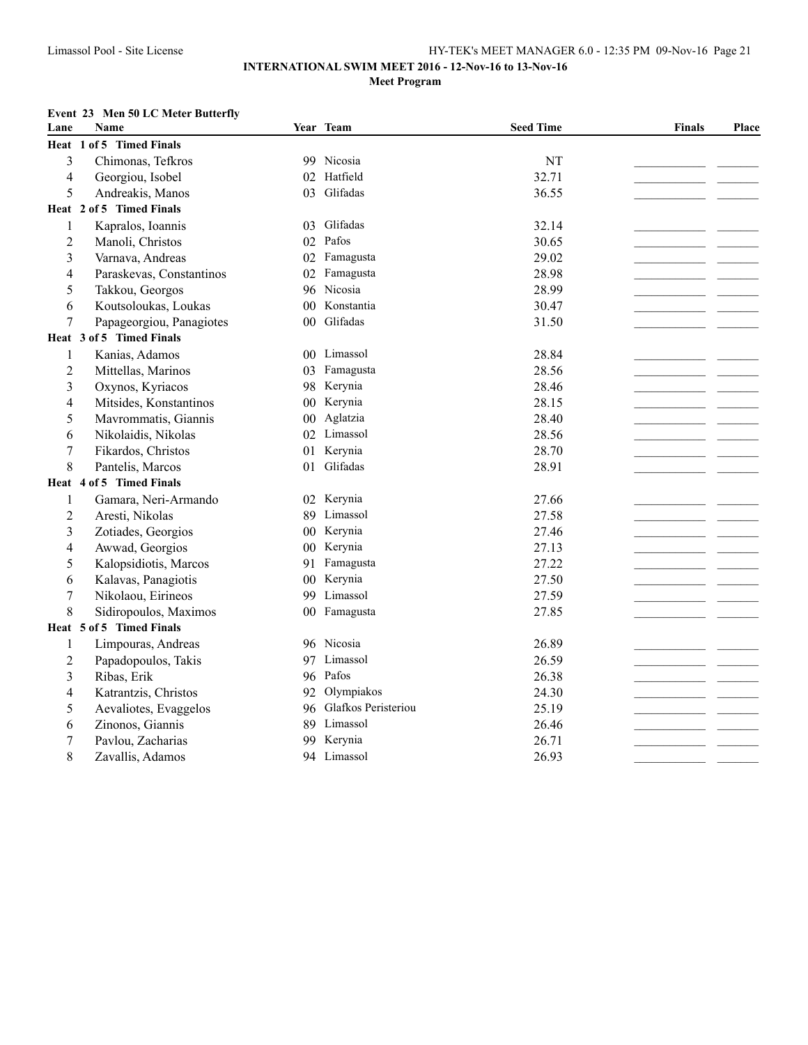**INTERNATIONAL SWIM MEET 2016 - 12-Nov-16 to 13-Nov-16**

**Meet Program**

### Event 23 Men 50 LC Meter Butterfly

| Lane | Name | Year | Team | Seed Time | Finals | Place |
|---|---|---|---|---|---|---|
| **Heat 1 of 5 Timed Finals** | | | | | | |
| 3 | Chimonas, Tefkros | 99 | Nicosia | NT | | |
| 4 | Georgiou, Isobel | 02 | Hatfield | 32.71 | | |
| 5 | Andreakis, Manos | 03 | Glifadas | 36.55 | | |
| **Heat 2 of 5 Timed Finals** | | | | | | |
| 1 | Kapralos, Ioannis | 03 | Glifadas | 32.14 | | |
| 2 | Manoli, Christos | 02 | Pafos | 30.65 | | |
| 3 | Varnava, Andreas | 02 | Famagusta | 29.02 | | |
| 4 | Paraskevas, Constantinos | 02 | Famagusta | 28.98 | | |
| 5 | Takkou, Georgos | 96 | Nicosia | 28.99 | | |
| 6 | Koutsoloukas, Loukas | 00 | Konstantia | 30.47 | | |
| 7 | Papageorgiou, Panagiotes | 00 | Glifadas | 31.50 | | |
| **Heat 3 of 5 Timed Finals** | | | | | | |
| 1 | Kanias, Adamos | 00 | Limassol | 28.84 | | |
| 2 | Mittellas, Marinos | 03 | Famagusta | 28.56 | | |
| 3 | Oxynos, Kyriacos | 98 | Kerynia | 28.46 | | |
| 4 | Mitsides, Konstantinos | 00 | Kerynia | 28.15 | | |
| 5 | Mavrommatis, Giannis | 00 | Aglatzia | 28.40 | | |
| 6 | Nikolaidis, Nikolas | 02 | Limassol | 28.56 | | |
| 7 | Fikardos, Christos | 01 | Kerynia | 28.70 | | |
| 8 | Pantelis, Marcos | 01 | Glifadas | 28.91 | | |
| **Heat 4 of 5 Timed Finals** | | | | | | |
| 1 | Gamara, Neri-Armando | 02 | Kerynia | 27.66 | | |
| 2 | Aresti, Nikolas | 89 | Limassol | 27.58 | | |
| 3 | Zotiades, Georgios | 00 | Kerynia | 27.46 | | |
| 4 | Awwad, Georgios | 00 | Kerynia | 27.13 | | |
| 5 | Kalopsidiotis, Marcos | 91 | Famagusta | 27.22 | | |
| 6 | Kalavas, Panagiotis | 00 | Kerynia | 27.50 | | |
| 7 | Nikolaou, Eirineos | 99 | Limassol | 27.59 | | |
| 8 | Sidiropoulos, Maximos | 00 | Famagusta | 27.85 | | |
| **Heat 5 of 5 Timed Finals** | | | | | | |
| 1 | Limpouras, Andreas | 96 | Nicosia | 26.89 | | |
| 2 | Papadopoulos, Takis | 97 | Limassol | 26.59 | | |
| 3 | Ribas, Erik | 96 | Pafos | 26.38 | | |
| 4 | Katrantzis, Christos | 92 | Olympiakos | 24.30 | | |
| 5 | Aevaliotes, Evaggelos | 96 | Glafkos Peristeriou | 25.19 | | |
| 6 | Zinonos, Giannis | 89 | Limassol | 26.46 | | |
| 7 | Pavlou, Zacharias | 99 | Kerynia | 26.71 | | |
| 8 | Zavallis, Adamos | 94 | Limassol | 26.93 | | |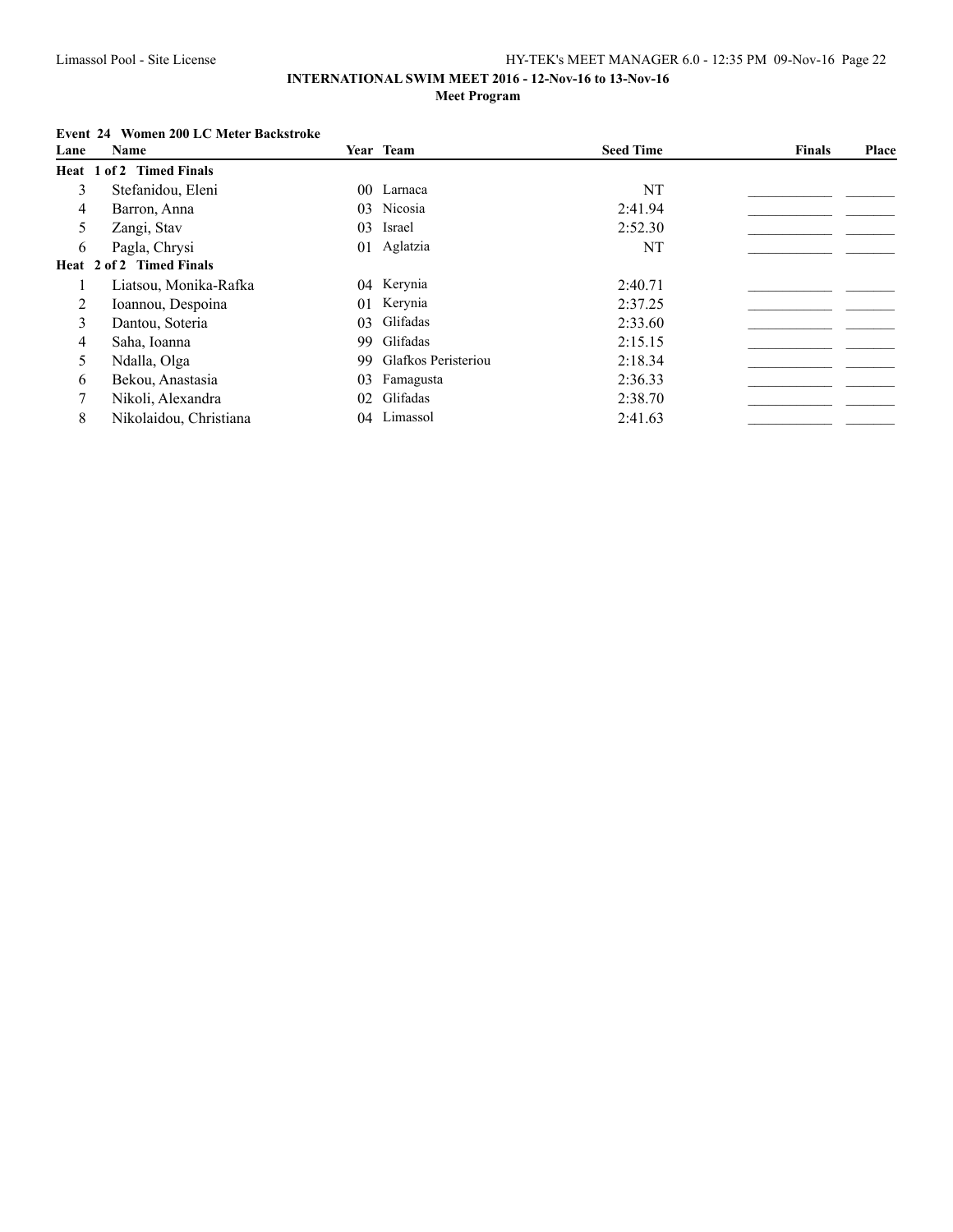**INTERNATIONAL SWIM MEET 2016 - 12-Nov-16 to 13-Nov-16**

**Meet Program**

**Event 24 Women 200 LC Meter Backstroke**

| Lane | Name | Year | Team | Seed Time | Finals | Place |
|---|---|---|---|---|---|---|
| **Heat 1 of 2 Timed Finals** | | | | | | |
| 3 | Stefanidou, Eleni | 00 | Larnaca | NT | ___________ | _______ |
| 4 | Barron, Anna | 03 | Nicosia | 2:41.94 | ___________ | _______ |
| 5 | Zangi, Stav | 03 | Israel | 2:52.30 | ___________ | _______ |
| 6 | Pagla, Chrysi | 01 | Aglatzia | NT | ___________ | _______ |
| **Heat 2 of 2 Timed Finals** | | | | | | |
| 1 | Liatsou, Monika-Rafka | 04 | Kerynia | 2:40.71 | ___________ | _______ |
| 2 | Ioannou, Despoina | 01 | Kerynia | 2:37.25 | ___________ | _______ |
| 3 | Dantou, Soteria | 03 | Glifadas | 2:33.60 | ___________ | _______ |
| 4 | Saha, Ioanna | 99 | Glifadas | 2:15.15 | ___________ | _______ |
| 5 | Ndalla, Olga | 99 | Glafkos Peristeriou | 2:18.34 | ___________ | _______ |
| 6 | Bekou, Anastasia | 03 | Famagusta | 2:36.33 | ___________ | _______ |
| 7 | Nikoli, Alexandra | 02 | Glifadas | 2:38.70 | ___________ | _______ |
| 8 | Nikolaidou, Christiana | 04 | Limassol | 2:41.63 | ___________ | _______ |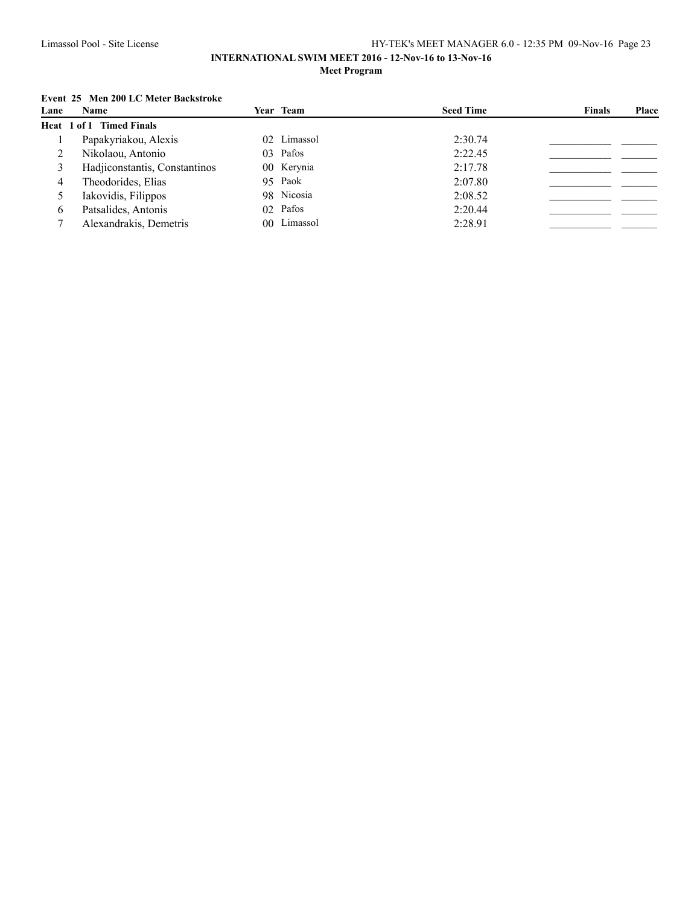**INTERNATIONAL SWIM MEET 2016 - 12-Nov-16 to 13-Nov-16**

**Meet Program**

**Event 25 Men 200 LC Meter Backstroke**

| Lane | Name | Year | Team | Seed Time | Finals | Place |
|---|---|---|---|---|---|---|
| **Heat 1 of 1 Timed Finals** | | | | | | |
| 1 | Papakyriakou, Alexis | 02 | Limassol | 2:30.74 | ___________ | _______ |
| 2 | Nikolaou, Antonio | 03 | Pafos | 2:22.45 | ___________ | _______ |
| 3 | Hadjiconstantis, Constantinos | 00 | Kerynia | 2:17.78 | ___________ | _______ |
| 4 | Theodorides, Elias | 95 | Paok | 2:07.80 | ___________ | _______ |
| 5 | Iakovidis, Filippos | 98 | Nicosia | 2:08.52 | ___________ | _______ |
| 6 | Patsalides, Antonis | 02 | Pafos | 2:20.44 | ___________ | _______ |
| 7 | Alexandrakis, Demetris | 00 | Limassol | 2:28.91 | ___________ | _______ |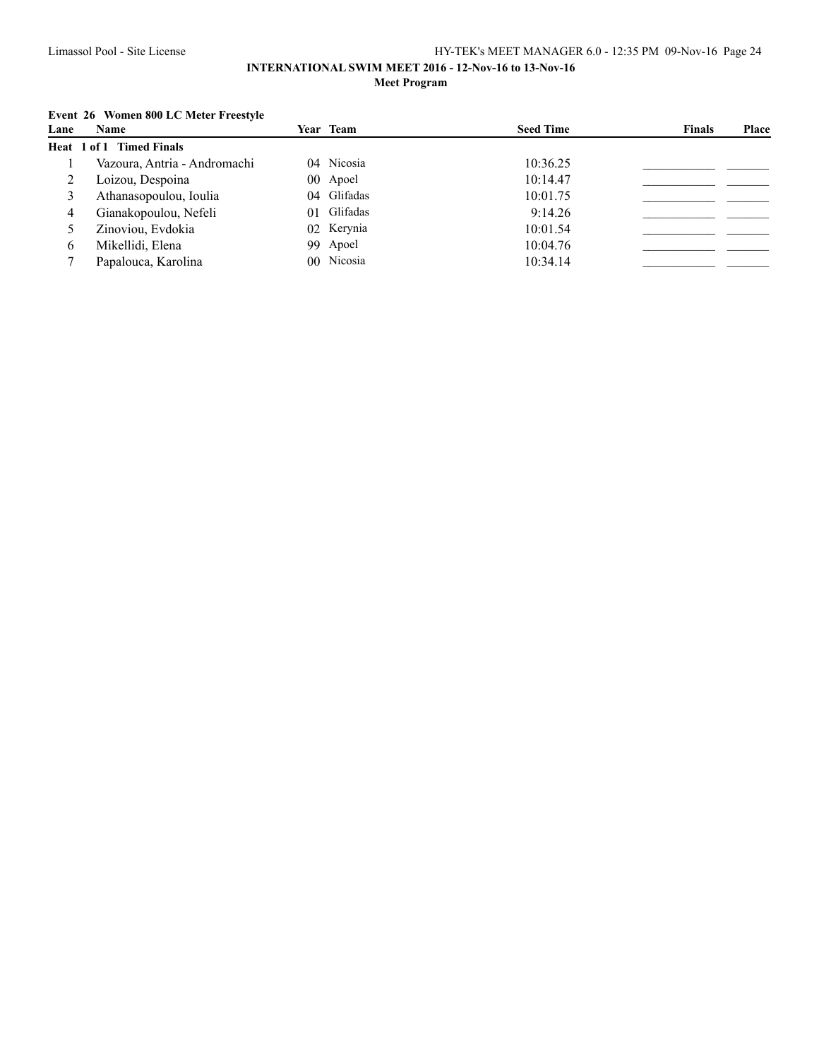**INTERNATIONAL SWIM MEET 2016 - 12-Nov-16 to 13-Nov-16**

**Meet Program**

**Event 26 Women 800 LC Meter Freestyle**

| Lane | Name | Year | Team | Seed Time | Finals | Place |
|---|---|---|---|---|---|---|
| **Heat 1 of 1 Timed Finals** | | | | | | |
| 1 | Vazoura, Antria - Andromachi | 04 | Nicosia | 10:36.25 | ___________ | _______ |
| 2 | Loizou, Despoina | 00 | Apoel | 10:14.47 | ___________ | _______ |
| 3 | Athanasopoulou, Ioulia | 04 | Glifadas | 10:01.75 | ___________ | _______ |
| 4 | Gianakopoulou, Nefeli | 01 | Glifadas | 9:14.26 | ___________ | _______ |
| 5 | Zinoviou, Evdokia | 02 | Kerynia | 10:01.54 | ___________ | _______ |
| 6 | Mikellidi, Elena | 99 | Apoel | 10:04.76 | ___________ | _______ |
| 7 | Papalouca, Karolina | 00 | Nicosia | 10:34.14 | ___________ | _______ |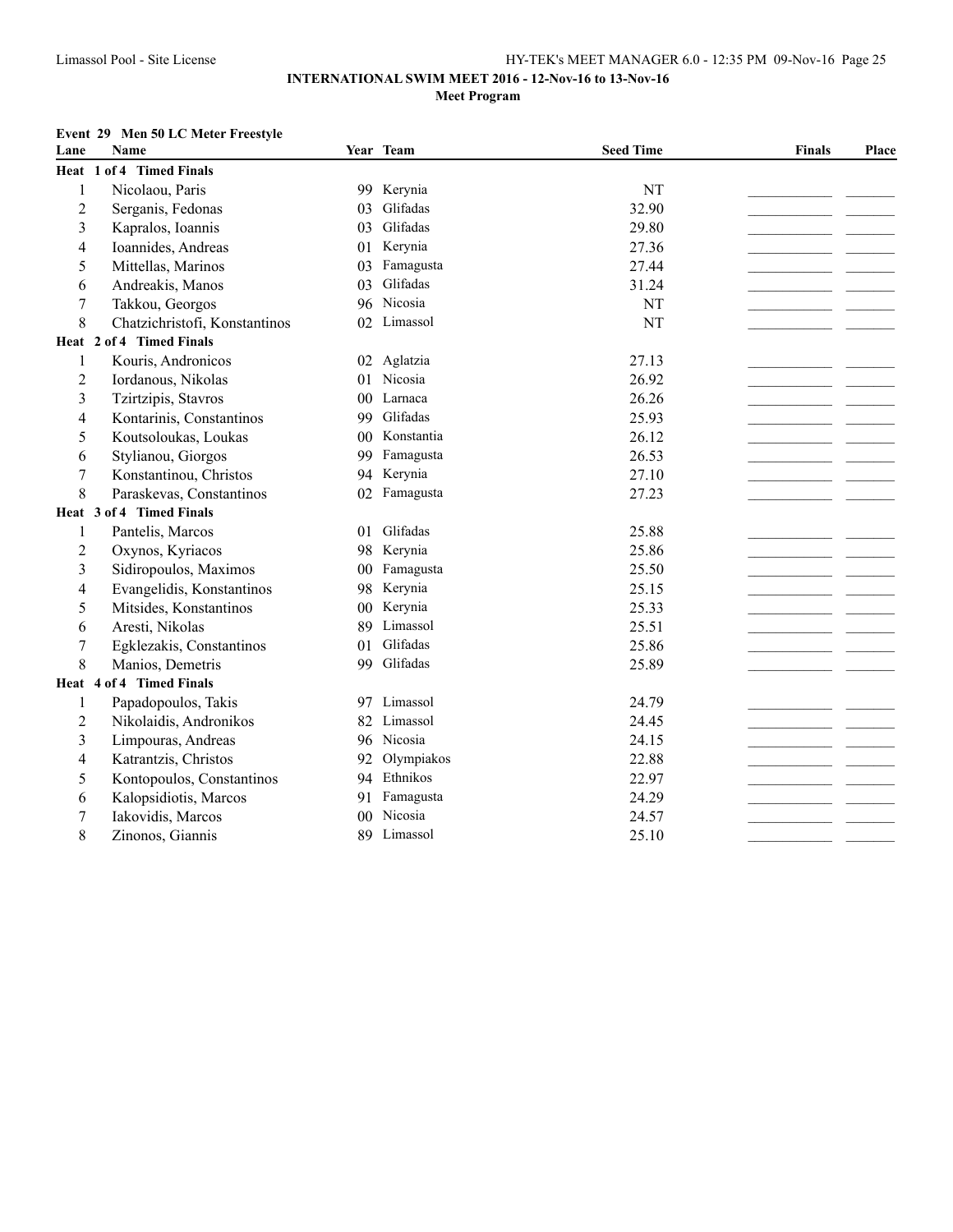**INTERNATIONAL SWIM MEET 2016 - 12-Nov-16 to 13-Nov-16**

**Meet Program**

**Event 29 Men 50 LC Meter Freestyle**

| Lane | Name | Year | Team | Seed Time | Finals | Place |
|---|---|---|---|---|---|---|
| **Heat 1 of 4 Timed Finals** | | | | | | |
| 1 | Nicolaou, Paris | 99 | Kerynia | NT | \_\_\_\_\_\_\_\_\_\_ | \_\_\_\_\_\_ |
| 2 | Serganis, Fedonas | 03 | Glifadas | 32.90 | \_\_\_\_\_\_\_\_\_\_ | \_\_\_\_\_\_ |
| 3 | Kapralos, Ioannis | 03 | Glifadas | 29.80 | \_\_\_\_\_\_\_\_\_\_ | \_\_\_\_\_\_ |
| 4 | Ioannides, Andreas | 01 | Kerynia | 27.36 | \_\_\_\_\_\_\_\_\_\_ | \_\_\_\_\_\_ |
| 5 | Mittellas, Marinos | 03 | Famagusta | 27.44 | \_\_\_\_\_\_\_\_\_\_ | \_\_\_\_\_\_ |
| 6 | Andreakis, Manos | 03 | Glifadas | 31.24 | \_\_\_\_\_\_\_\_\_\_ | \_\_\_\_\_\_ |
| 7 | Takkou, Georgos | 96 | Nicosia | NT | \_\_\_\_\_\_\_\_\_\_ | \_\_\_\_\_\_ |
| 8 | Chatzichristofi, Konstantinos | 02 | Limassol | NT | \_\_\_\_\_\_\_\_\_\_ | \_\_\_\_\_\_ |
| **Heat 2 of 4 Timed Finals** | | | | | | |
| 1 | Kouris, Andronicos | 02 | Aglatzia | 27.13 | \_\_\_\_\_\_\_\_\_\_ | \_\_\_\_\_\_ |
| 2 | Iordanous, Nikolas | 01 | Nicosia | 26.92 | \_\_\_\_\_\_\_\_\_\_ | \_\_\_\_\_\_ |
| 3 | Tzirtzipis, Stavros | 00 | Larnaca | 26.26 | \_\_\_\_\_\_\_\_\_\_ | \_\_\_\_\_\_ |
| 4 | Kontarinis, Constantinos | 99 | Glifadas | 25.93 | \_\_\_\_\_\_\_\_\_\_ | \_\_\_\_\_\_ |
| 5 | Koutsoloukas, Loukas | 00 | Konstantia | 26.12 | \_\_\_\_\_\_\_\_\_\_ | \_\_\_\_\_\_ |
| 6 | Stylianou, Giorgos | 99 | Famagusta | 26.53 | \_\_\_\_\_\_\_\_\_\_ | \_\_\_\_\_\_ |
| 7 | Konstantinou, Christos | 94 | Kerynia | 27.10 | \_\_\_\_\_\_\_\_\_\_ | \_\_\_\_\_\_ |
| 8 | Paraskevas, Constantinos | 02 | Famagusta | 27.23 | \_\_\_\_\_\_\_\_\_\_ | \_\_\_\_\_\_ |
| **Heat 3 of 4 Timed Finals** | | | | | | |
| 1 | Pantelis, Marcos | 01 | Glifadas | 25.88 | \_\_\_\_\_\_\_\_\_\_ | \_\_\_\_\_\_ |
| 2 | Oxynos, Kyriacos | 98 | Kerynia | 25.86 | \_\_\_\_\_\_\_\_\_\_ | \_\_\_\_\_\_ |
| 3 | Sidiropoulos, Maximos | 00 | Famagusta | 25.50 | \_\_\_\_\_\_\_\_\_\_ | \_\_\_\_\_\_ |
| 4 | Evangelidis, Konstantinos | 98 | Kerynia | 25.15 | \_\_\_\_\_\_\_\_\_\_ | \_\_\_\_\_\_ |
| 5 | Mitsides, Konstantinos | 00 | Kerynia | 25.33 | \_\_\_\_\_\_\_\_\_\_ | \_\_\_\_\_\_ |
| 6 | Aresti, Nikolas | 89 | Limassol | 25.51 | \_\_\_\_\_\_\_\_\_\_ | \_\_\_\_\_\_ |
| 7 | Egklezakis, Constantinos | 01 | Glifadas | 25.86 | \_\_\_\_\_\_\_\_\_\_ | \_\_\_\_\_\_ |
| 8 | Manios, Demetris | 99 | Glifadas | 25.89 | \_\_\_\_\_\_\_\_\_\_ | \_\_\_\_\_\_ |
| **Heat 4 of 4 Timed Finals** | | | | | | |
| 1 | Papadopoulos, Takis | 97 | Limassol | 24.79 | \_\_\_\_\_\_\_\_\_\_ | \_\_\_\_\_\_ |
| 2 | Nikolaidis, Andronikos | 82 | Limassol | 24.45 | \_\_\_\_\_\_\_\_\_\_ | \_\_\_\_\_\_ |
| 3 | Limpouras, Andreas | 96 | Nicosia | 24.15 | \_\_\_\_\_\_\_\_\_\_ | \_\_\_\_\_\_ |
| 4 | Katrantzis, Christos | 92 | Olympiakos | 22.88 | \_\_\_\_\_\_\_\_\_\_ | \_\_\_\_\_\_ |
| 5 | Kontopoulos, Constantinos | 94 | Ethnikos | 22.97 | \_\_\_\_\_\_\_\_\_\_ | \_\_\_\_\_\_ |
| 6 | Kalopsidiotis, Marcos | 91 | Famagusta | 24.29 | \_\_\_\_\_\_\_\_\_\_ | \_\_\_\_\_\_ |
| 7 | Iakovidis, Marcos | 00 | Nicosia | 24.57 | \_\_\_\_\_\_\_\_\_\_ | \_\_\_\_\_\_ |
| 8 | Zinonos, Giannis | 89 | Limassol | 25.10 | \_\_\_\_\_\_\_\_\_\_ | \_\_\_\_\_\_ |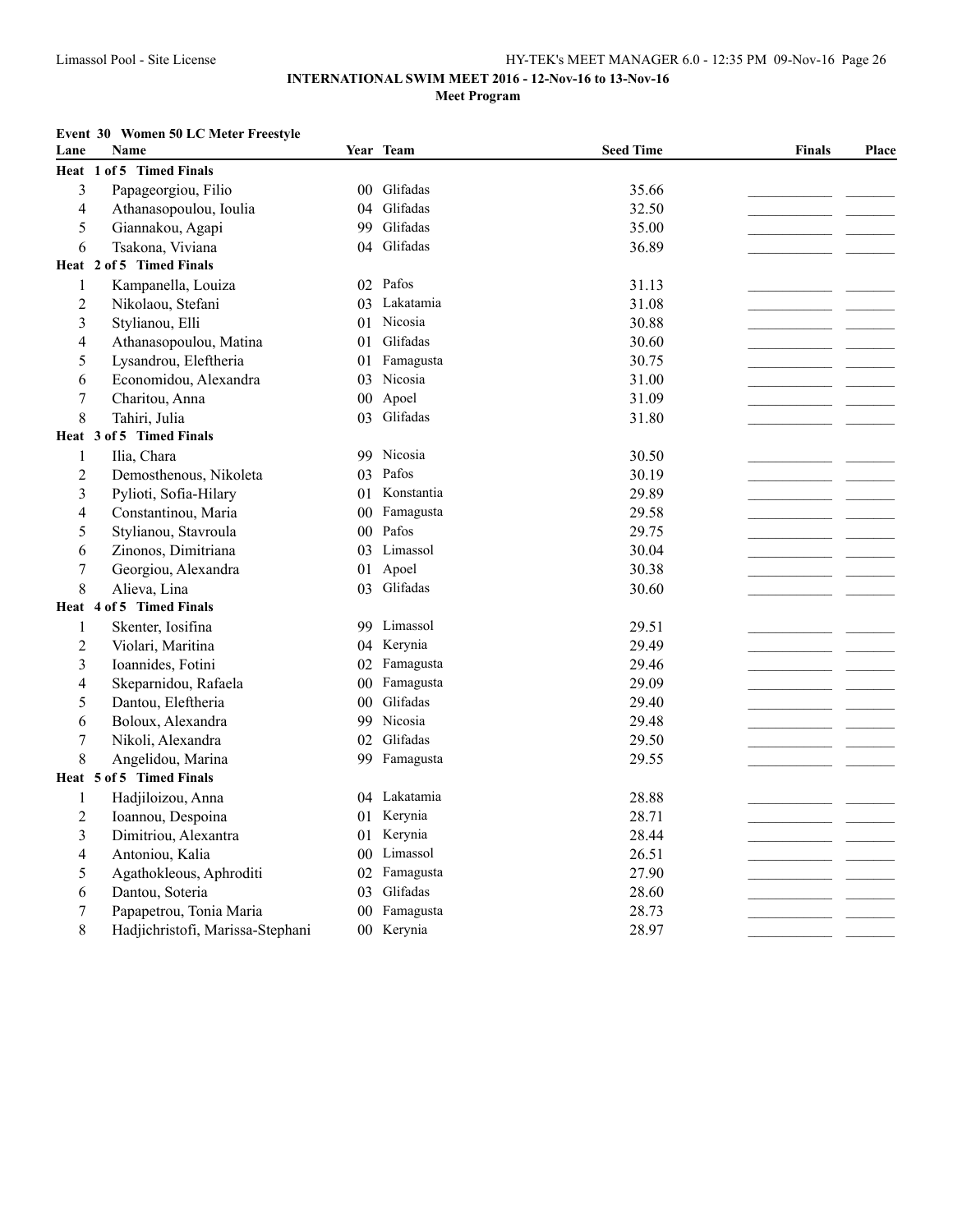**INTERNATIONAL SWIM MEET 2016 - 12-Nov-16 to 13-Nov-16**

**Meet Program**

### Event 30 Women 50 LC Meter Freestyle

| Lane | Name | Year | Team | Seed Time | Finals | Place |
|---|---|---|---|---|---|---|
| **Heat 1 of 5 Timed Finals** | | | | | | |
| 3 | Papageorgiou, Filio | 00 | Glifadas | 35.66 | | |
| 4 | Athanasopoulou, Ioulia | 04 | Glifadas | 32.50 | | |
| 5 | Giannakou, Agapi | 99 | Glifadas | 35.00 | | |
| 6 | Tsakona, Viviana | 04 | Glifadas | 36.89 | | |
| **Heat 2 of 5 Timed Finals** | | | | | | |
| 1 | Kampanella, Louiza | 02 | Pafos | 31.13 | | |
| 2 | Nikolaou, Stefani | 03 | Lakatamia | 31.08 | | |
| 3 | Stylianou, Elli | 01 | Nicosia | 30.88 | | |
| 4 | Athanasopoulou, Matina | 01 | Glifadas | 30.60 | | |
| 5 | Lysandrou, Eleftheria | 01 | Famagusta | 30.75 | | |
| 6 | Economidou, Alexandra | 03 | Nicosia | 31.00 | | |
| 7 | Charitou, Anna | 00 | Apoel | 31.09 | | |
| 8 | Tahiri, Julia | 03 | Glifadas | 31.80 | | |
| **Heat 3 of 5 Timed Finals** | | | | | | |
| 1 | Ilia, Chara | 99 | Nicosia | 30.50 | | |
| 2 | Demosthenous, Nikoleta | 03 | Pafos | 30.19 | | |
| 3 | Pylioti, Sofia-Hilary | 01 | Konstantia | 29.89 | | |
| 4 | Constantinou, Maria | 00 | Famagusta | 29.58 | | |
| 5 | Stylianou, Stavroula | 00 | Pafos | 29.75 | | |
| 6 | Zinonos, Dimitriana | 03 | Limassol | 30.04 | | |
| 7 | Georgiou, Alexandra | 01 | Apoel | 30.38 | | |
| 8 | Alieva, Lina | 03 | Glifadas | 30.60 | | |
| **Heat 4 of 5 Timed Finals** | | | | | | |
| 1 | Skenter, Iosifina | 99 | Limassol | 29.51 | | |
| 2 | Violari, Maritina | 04 | Kerynia | 29.49 | | |
| 3 | Ioannides, Fotini | 02 | Famagusta | 29.46 | | |
| 4 | Skeparnidou, Rafaela | 00 | Famagusta | 29.09 | | |
| 5 | Dantou, Eleftheria | 00 | Glifadas | 29.40 | | |
| 6 | Boloux, Alexandra | 99 | Nicosia | 29.48 | | |
| 7 | Nikoli, Alexandra | 02 | Glifadas | 29.50 | | |
| 8 | Angelidou, Marina | 99 | Famagusta | 29.55 | | |
| **Heat 5 of 5 Timed Finals** | | | | | | |
| 1 | Hadjiloizou, Anna | 04 | Lakatamia | 28.88 | | |
| 2 | Ioannou, Despoina | 01 | Kerynia | 28.71 | | |
| 3 | Dimitriou, Alexantra | 01 | Kerynia | 28.44 | | |
| 4 | Antoniou, Kalia | 00 | Limassol | 26.51 | | |
| 5 | Agathokleous, Aphroditi | 02 | Famagusta | 27.90 | | |
| 6 | Dantou, Soteria | 03 | Glifadas | 28.60 | | |
| 7 | Papapetrou, Tonia Maria | 00 | Famagusta | 28.73 | | |
| 8 | Hadjichristofi, Marissa-Stephani | 00 | Kerynia | 28.97 | | |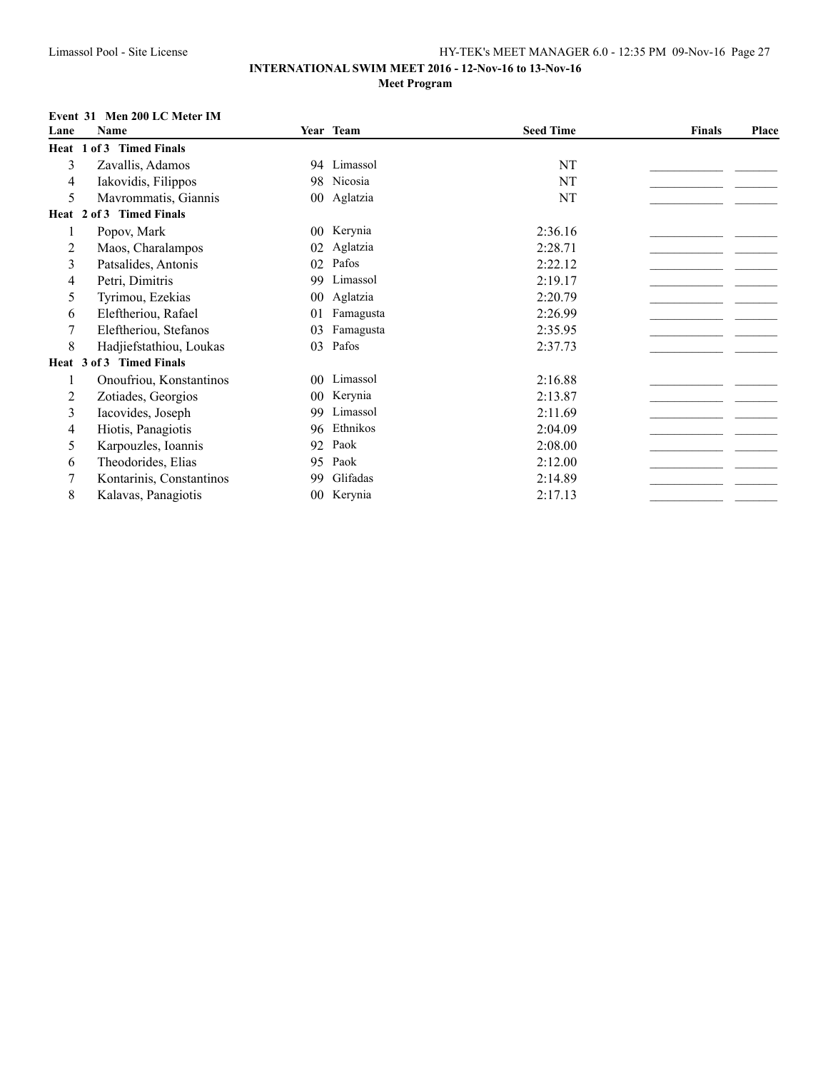**INTERNATIONAL SWIM MEET 2016 - 12-Nov-16 to 13-Nov-16**

**Meet Program**

### Event 31 Men 200 LC Meter IM

| Lane | Name | Year | Team | Seed Time | Finals | Place |
|---|---|---|---|---|---|---|
| **Heat 1 of 3 Timed Finals** | | | | | | |
| 3 | Zavallis, Adamos | 94 | Limassol | NT | \_\_\_\_\_\_\_\_\_\_ | \_\_\_\_\_\_ |
| 4 | Iakovidis, Filippos | 98 | Nicosia | NT | \_\_\_\_\_\_\_\_\_\_ | \_\_\_\_\_\_ |
| 5 | Mavrommatis, Giannis | 00 | Aglatzia | NT | \_\_\_\_\_\_\_\_\_\_ | \_\_\_\_\_\_ |
| **Heat 2 of 3 Timed Finals** | | | | | | |
| 1 | Popov, Mark | 00 | Kerynia | 2:36.16 | \_\_\_\_\_\_\_\_\_\_ | \_\_\_\_\_\_ |
| 2 | Maos, Charalampos | 02 | Aglatzia | 2:28.71 | \_\_\_\_\_\_\_\_\_\_ | \_\_\_\_\_\_ |
| 3 | Patsalides, Antonis | 02 | Pafos | 2:22.12 | \_\_\_\_\_\_\_\_\_\_ | \_\_\_\_\_\_ |
| 4 | Petri, Dimitris | 99 | Limassol | 2:19.17 | \_\_\_\_\_\_\_\_\_\_ | \_\_\_\_\_\_ |
| 5 | Tyrimou, Ezekias | 00 | Aglatzia | 2:20.79 | \_\_\_\_\_\_\_\_\_\_ | \_\_\_\_\_\_ |
| 6 | Eleftheriou, Rafael | 01 | Famagusta | 2:26.99 | \_\_\_\_\_\_\_\_\_\_ | \_\_\_\_\_\_ |
| 7 | Eleftheriou, Stefanos | 03 | Famagusta | 2:35.95 | \_\_\_\_\_\_\_\_\_\_ | \_\_\_\_\_\_ |
| 8 | Hadjiefstathiou, Loukas | 03 | Pafos | 2:37.73 | \_\_\_\_\_\_\_\_\_\_ | \_\_\_\_\_\_ |
| **Heat 3 of 3 Timed Finals** | | | | | | |
| 1 | Onoufriou, Konstantinos | 00 | Limassol | 2:16.88 | \_\_\_\_\_\_\_\_\_\_ | \_\_\_\_\_\_ |
| 2 | Zotiades, Georgios | 00 | Kerynia | 2:13.87 | \_\_\_\_\_\_\_\_\_\_ | \_\_\_\_\_\_ |
| 3 | Iacovides, Joseph | 99 | Limassol | 2:11.69 | \_\_\_\_\_\_\_\_\_\_ | \_\_\_\_\_\_ |
| 4 | Hiotis, Panagiotis | 96 | Ethnikos | 2:04.09 | \_\_\_\_\_\_\_\_\_\_ | \_\_\_\_\_\_ |
| 5 | Karpouzles, Ioannis | 92 | Paok | 2:08.00 | \_\_\_\_\_\_\_\_\_\_ | \_\_\_\_\_\_ |
| 6 | Theodorides, Elias | 95 | Paok | 2:12.00 | \_\_\_\_\_\_\_\_\_\_ | \_\_\_\_\_\_ |
| 7 | Kontarinis, Constantinos | 99 | Glifadas | 2:14.89 | \_\_\_\_\_\_\_\_\_\_ | \_\_\_\_\_\_ |
| 8 | Kalavas, Panagiotis | 00 | Kerynia | 2:17.13 | \_\_\_\_\_\_\_\_\_\_ | \_\_\_\_\_\_ |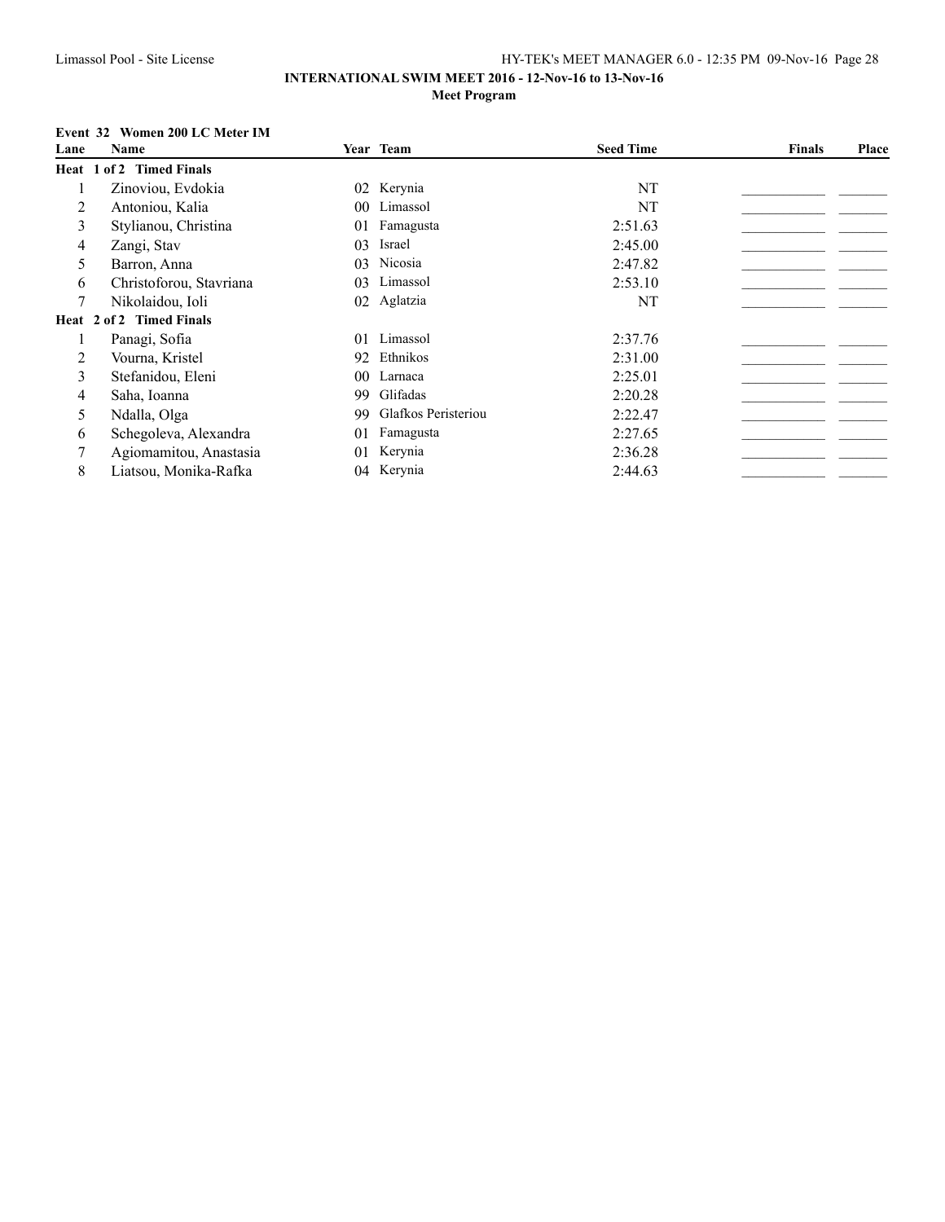**INTERNATIONAL SWIM MEET 2016 - 12-Nov-16 to 13-Nov-16**

**Meet Program**

**Event 32 Women 200 LC Meter IM**

| Lane | Name | Year | Team | Seed Time | Finals | Place |
|---|---|---|---|---|---|---|
| **Heat 1 of 2 Timed Finals** | | | | | | |
| 1 | Zinoviou, Evdokia | 02 | Kerynia | NT | | |
| 2 | Antoniou, Kalia | 00 | Limassol | NT | | |
| 3 | Stylianou, Christina | 01 | Famagusta | 2:51.63 | | |
| 4 | Zangi, Stav | 03 | Israel | 2:45.00 | | |
| 5 | Barron, Anna | 03 | Nicosia | 2:47.82 | | |
| 6 | Christoforou, Stavriana | 03 | Limassol | 2:53.10 | | |
| 7 | Nikolaidou, Ioli | 02 | Aglatzia | NT | | |
| **Heat 2 of 2 Timed Finals** | | | | | | |
| 1 | Panagi, Sofia | 01 | Limassol | 2:37.76 | | |
| 2 | Vourna, Kristel | 92 | Ethnikos | 2:31.00 | | |
| 3 | Stefanidou, Eleni | 00 | Larnaca | 2:25.01 | | |
| 4 | Saha, Ioanna | 99 | Glifadas | 2:20.28 | | |
| 5 | Ndalla, Olga | 99 | Glafkos Peristeriou | 2:22.47 | | |
| 6 | Schegoleva, Alexandra | 01 | Famagusta | 2:27.65 | | |
| 7 | Agiomamitou, Anastasia | 01 | Kerynia | 2:36.28 | | |
| 8 | Liatsou, Monika-Rafka | 04 | Kerynia | 2:44.63 | | |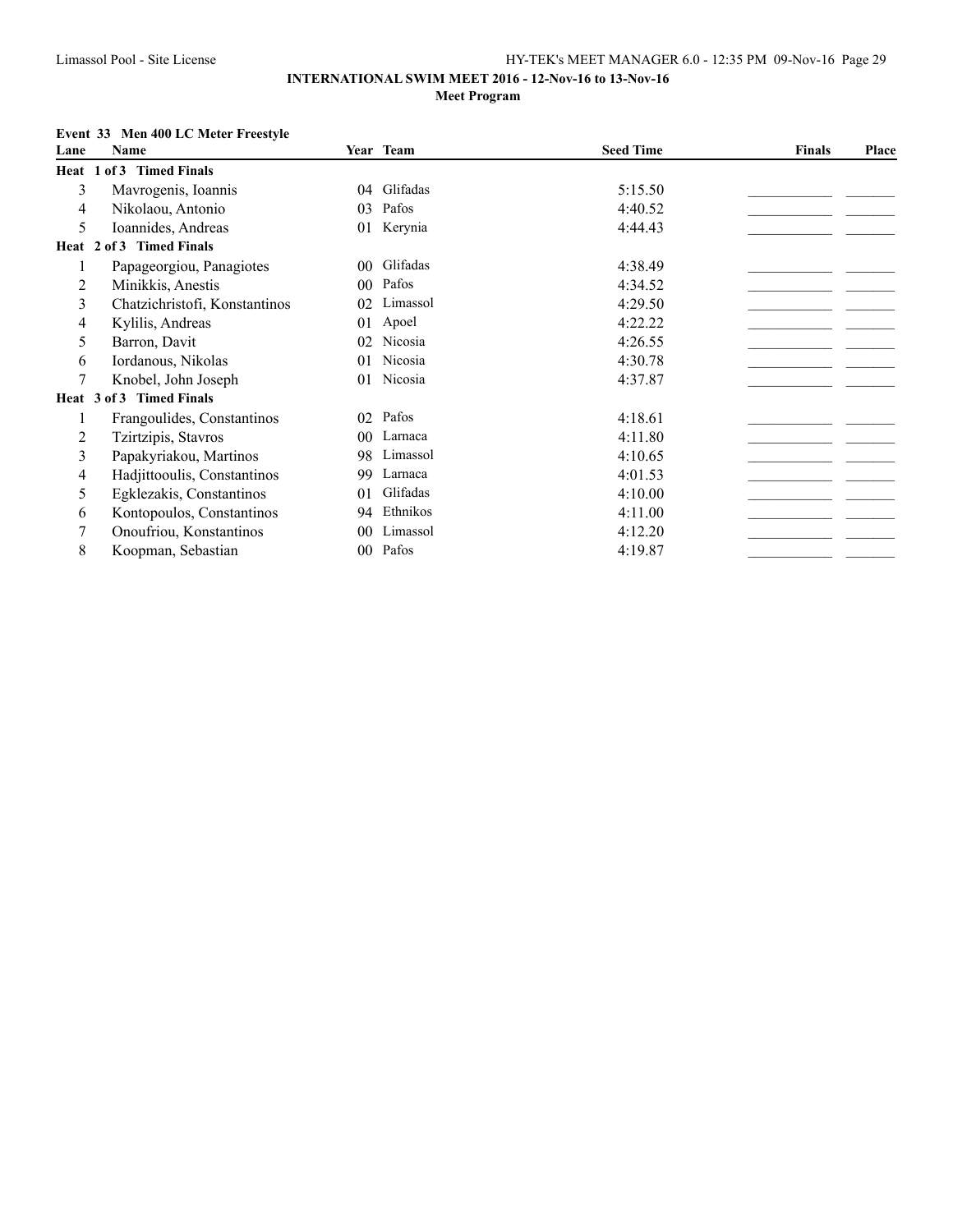**INTERNATIONAL SWIM MEET 2016 - 12-Nov-16 to 13-Nov-16**

**Meet Program**

**Event 33 Men 400 LC Meter Freestyle**

| Lane | Name | Year | Team | Seed Time | Finals | Place |
|---|---|---|---|---|---|---|
| **Heat 1 of 3 Timed Finals** | | | | | | |
| 3 | Mavrogenis, Ioannis | 04 | Glifadas | 5:15.50 | ___________ | _______ |
| 4 | Nikolaou, Antonio | 03 | Pafos | 4:40.52 | ___________ | _______ |
| 5 | Ioannides, Andreas | 01 | Kerynia | 4:44.43 | ___________ | _______ |
| **Heat 2 of 3 Timed Finals** | | | | | | |
| 1 | Papageorgiou, Panagiotes | 00 | Glifadas | 4:38.49 | ___________ | _______ |
| 2 | Minikkis, Anestis | 00 | Pafos | 4:34.52 | ___________ | _______ |
| 3 | Chatzichristofi, Konstantinos | 02 | Limassol | 4:29.50 | ___________ | _______ |
| 4 | Kylilis, Andreas | 01 | Apoel | 4:22.22 | ___________ | _______ |
| 5 | Barron, Davit | 02 | Nicosia | 4:26.55 | ___________ | _______ |
| 6 | Iordanous, Nikolas | 01 | Nicosia | 4:30.78 | ___________ | _______ |
| 7 | Knobel, John Joseph | 01 | Nicosia | 4:37.87 | ___________ | _______ |
| **Heat 3 of 3 Timed Finals** | | | | | | |
| 1 | Frangoulides, Constantinos | 02 | Pafos | 4:18.61 | ___________ | _______ |
| 2 | Tzirtzipis, Stavros | 00 | Larnaca | 4:11.80 | ___________ | _______ |
| 3 | Papakyriakou, Martinos | 98 | Limassol | 4:10.65 | ___________ | _______ |
| 4 | Hadjittooulis, Constantinos | 99 | Larnaca | 4:01.53 | ___________ | _______ |
| 5 | Egklezakis, Constantinos | 01 | Glifadas | 4:10.00 | ___________ | _______ |
| 6 | Kontopoulos, Constantinos | 94 | Ethnikos | 4:11.00 | ___________ | _______ |
| 7 | Onoufriou, Konstantinos | 00 | Limassol | 4:12.20 | ___________ | _______ |
| 8 | Koopman, Sebastian | 00 | Pafos | 4:19.87 | ___________ | _______ |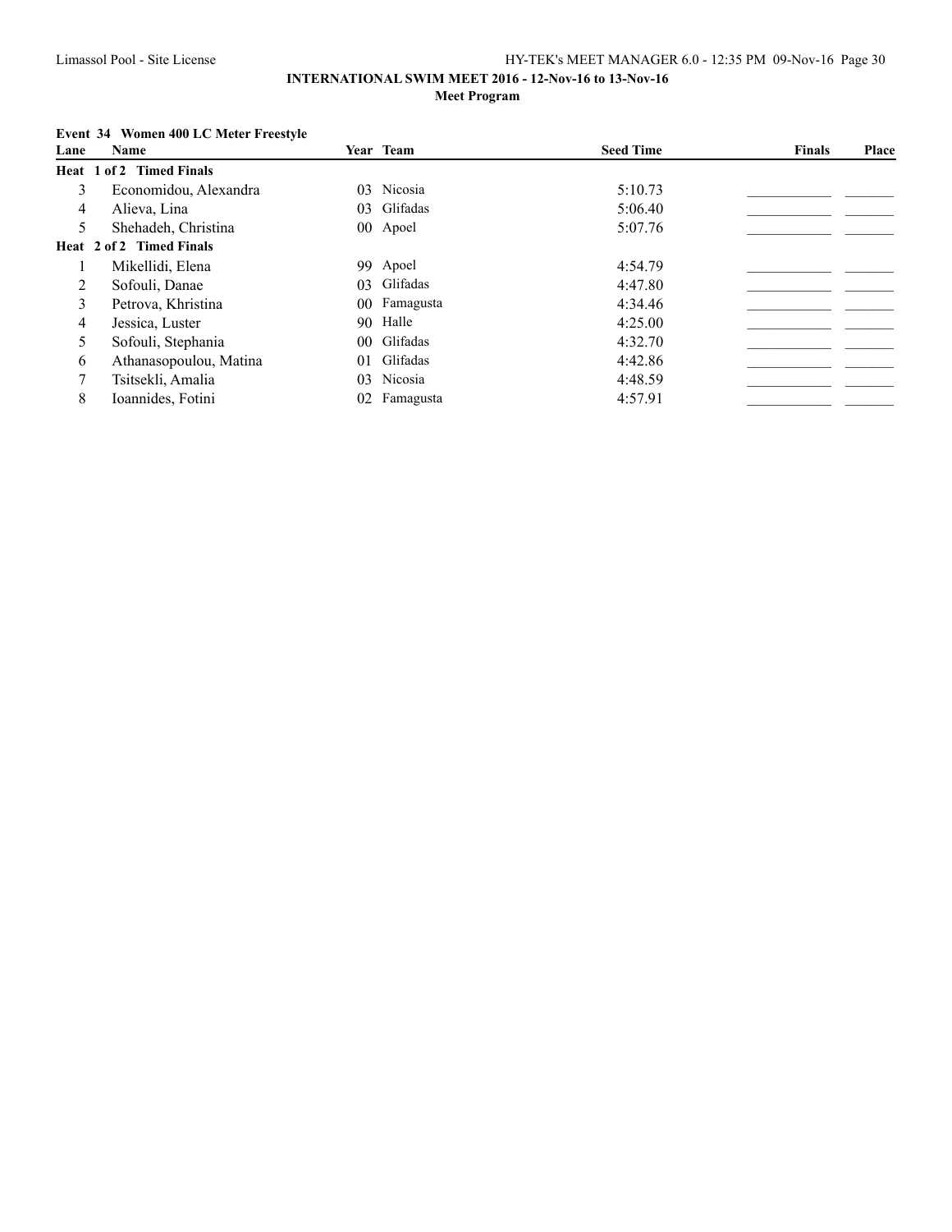**INTERNATIONAL SWIM MEET 2016 - 12-Nov-16 to 13-Nov-16**

**Meet Program**

**Event 34 Women 400 LC Meter Freestyle**

| Lane | Name | Year | Team | Seed Time | Finals | Place |
|---|---|---|---|---|---|---|
| **Heat 1 of 2 Timed Finals** | | | | | | |
| 3 | Economidou, Alexandra | 03 | Nicosia | 5:10.73 | ___________ | _______ |
| 4 | Alieva, Lina | 03 | Glifadas | 5:06.40 | ___________ | _______ |
| 5 | Shehadeh, Christina | 00 | Apoel | 5:07.76 | ___________ | _______ |
| **Heat 2 of 2 Timed Finals** | | | | | | |
| 1 | Mikellidi, Elena | 99 | Apoel | 4:54.79 | ___________ | _______ |
| 2 | Sofouli, Danae | 03 | Glifadas | 4:47.80 | ___________ | _______ |
| 3 | Petrova, Khristina | 00 | Famagusta | 4:34.46 | ___________ | _______ |
| 4 | Jessica, Luster | 90 | Halle | 4:25.00 | ___________ | _______ |
| 5 | Sofouli, Stephania | 00 | Glifadas | 4:32.70 | ___________ | _______ |
| 6 | Athanasopoulou, Matina | 01 | Glifadas | 4:42.86 | ___________ | _______ |
| 7 | Tsitsekli, Amalia | 03 | Nicosia | 4:48.59 | ___________ | _______ |
| 8 | Ioannides, Fotini | 02 | Famagusta | 4:57.91 | ___________ | _______ |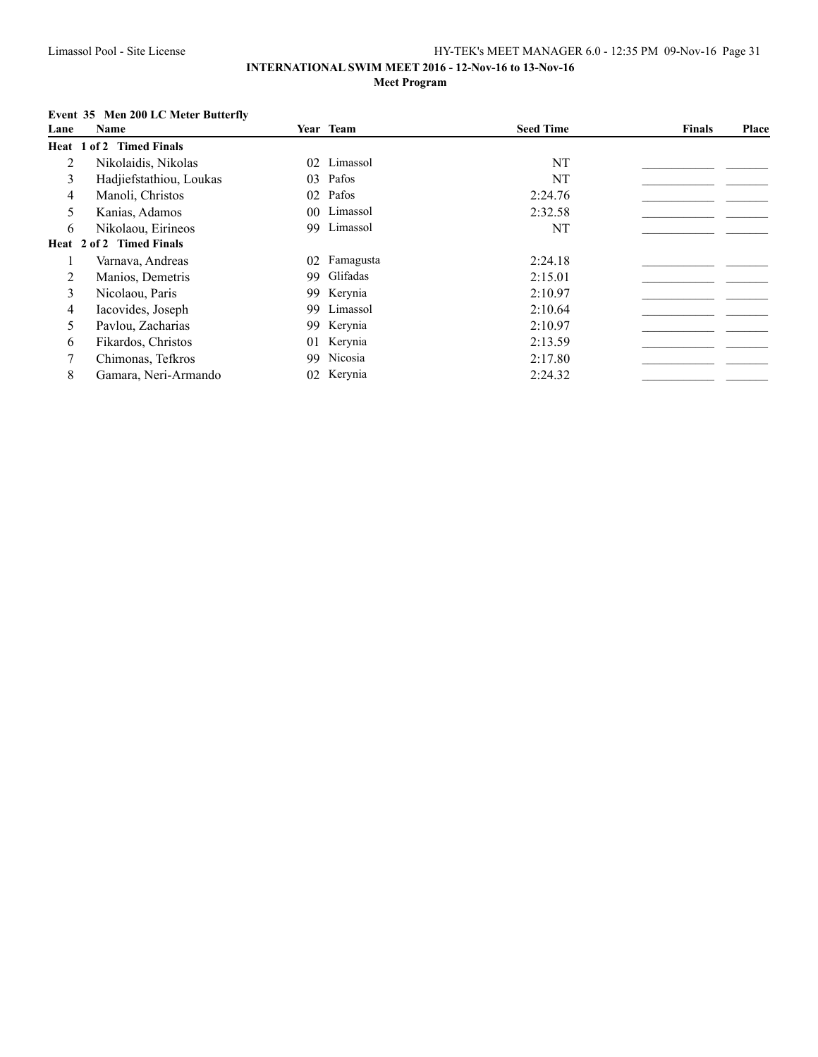**INTERNATIONAL SWIM MEET 2016 - 12-Nov-16 to 13-Nov-16**

**Meet Program**

**Event 35 Men 200 LC Meter Butterfly**

| Lane | Name | Year | Team | Seed Time | Finals | Place |
|---|---|---|---|---|---|---|
| **Heat 1 of 2 Timed Finals** | | | | | | |
| 2 | Nikolaidis, Nikolas | 02 | Limassol | NT | ___________ | _______ |
| 3 | Hadjiefstathiou, Loukas | 03 | Pafos | NT | ___________ | _______ |
| 4 | Manoli, Christos | 02 | Pafos | 2:24.76 | ___________ | _______ |
| 5 | Kanias, Adamos | 00 | Limassol | 2:32.58 | ___________ | _______ |
| 6 | Nikolaou, Eirineos | 99 | Limassol | NT | ___________ | _______ |
| **Heat 2 of 2 Timed Finals** | | | | | | |
| 1 | Varnava, Andreas | 02 | Famagusta | 2:24.18 | ___________ | _______ |
| 2 | Manios, Demetris | 99 | Glifadas | 2:15.01 | ___________ | _______ |
| 3 | Nicolaou, Paris | 99 | Kerynia | 2:10.97 | ___________ | _______ |
| 4 | Iacovides, Joseph | 99 | Limassol | 2:10.64 | ___________ | _______ |
| 5 | Pavlou, Zacharias | 99 | Kerynia | 2:10.97 | ___________ | _______ |
| 6 | Fikardos, Christos | 01 | Kerynia | 2:13.59 | ___________ | _______ |
| 7 | Chimonas, Tefkros | 99 | Nicosia | 2:17.80 | ___________ | _______ |
| 8 | Gamara, Neri-Armando | 02 | Kerynia | 2:24.32 | ___________ | _______ |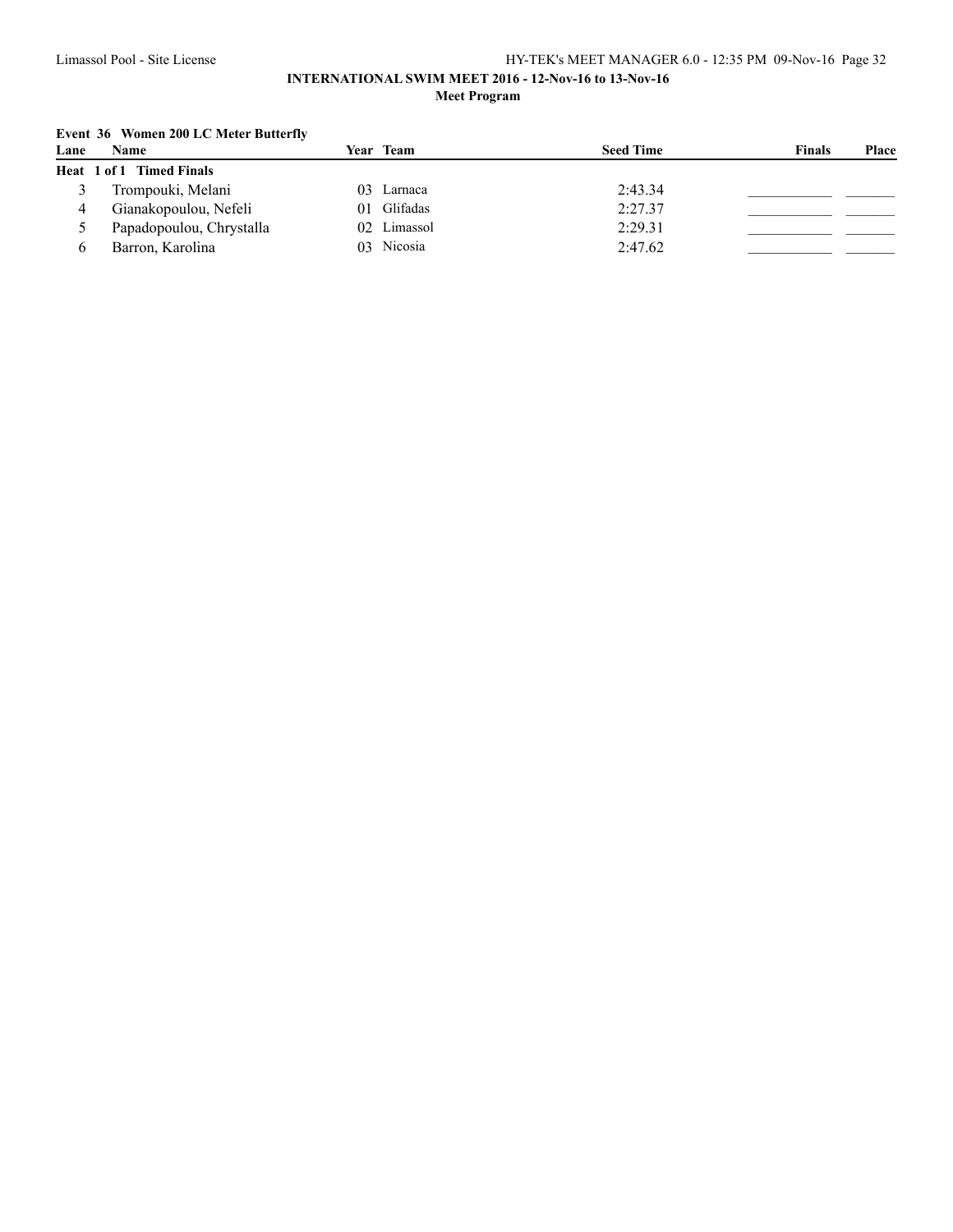**Event 36 Women 200 LC Meter Butterfly**

| Lane | Name | Year | Team | Seed Time | Finals | Place |
|---|---|---|---|---|---|---|
| **Heat 1 of 1 Timed Finals** | | | | | | |
| 3 | Trompouki, Melani | 03 | Larnaca | 2:43.34 | ___________ | _______ |
| 4 | Gianakopoulou, Nefeli | 01 | Glifadas | 2:27.37 | ___________ | _______ |
| 5 | Papadopoulou, Chrystalla | 02 | Limassol | 2:29.31 | ___________ | _______ |
| 6 | Barron, Karolina | 03 | Nicosia | 2:47.62 | ___________ | _______ |